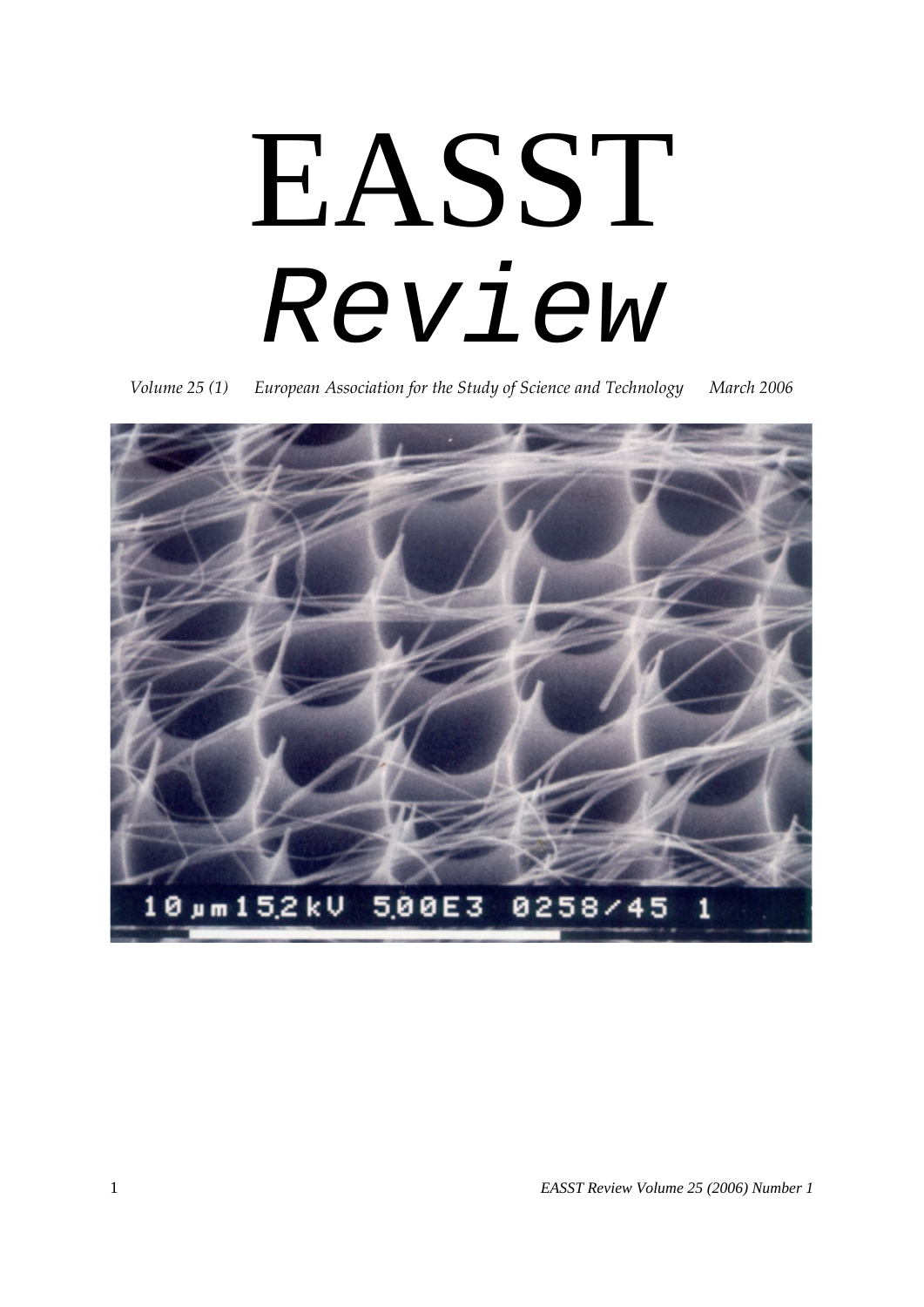# EASST

# *Review*

*Volume 25 (1) European Association for the Study of Science and Technology March 2006*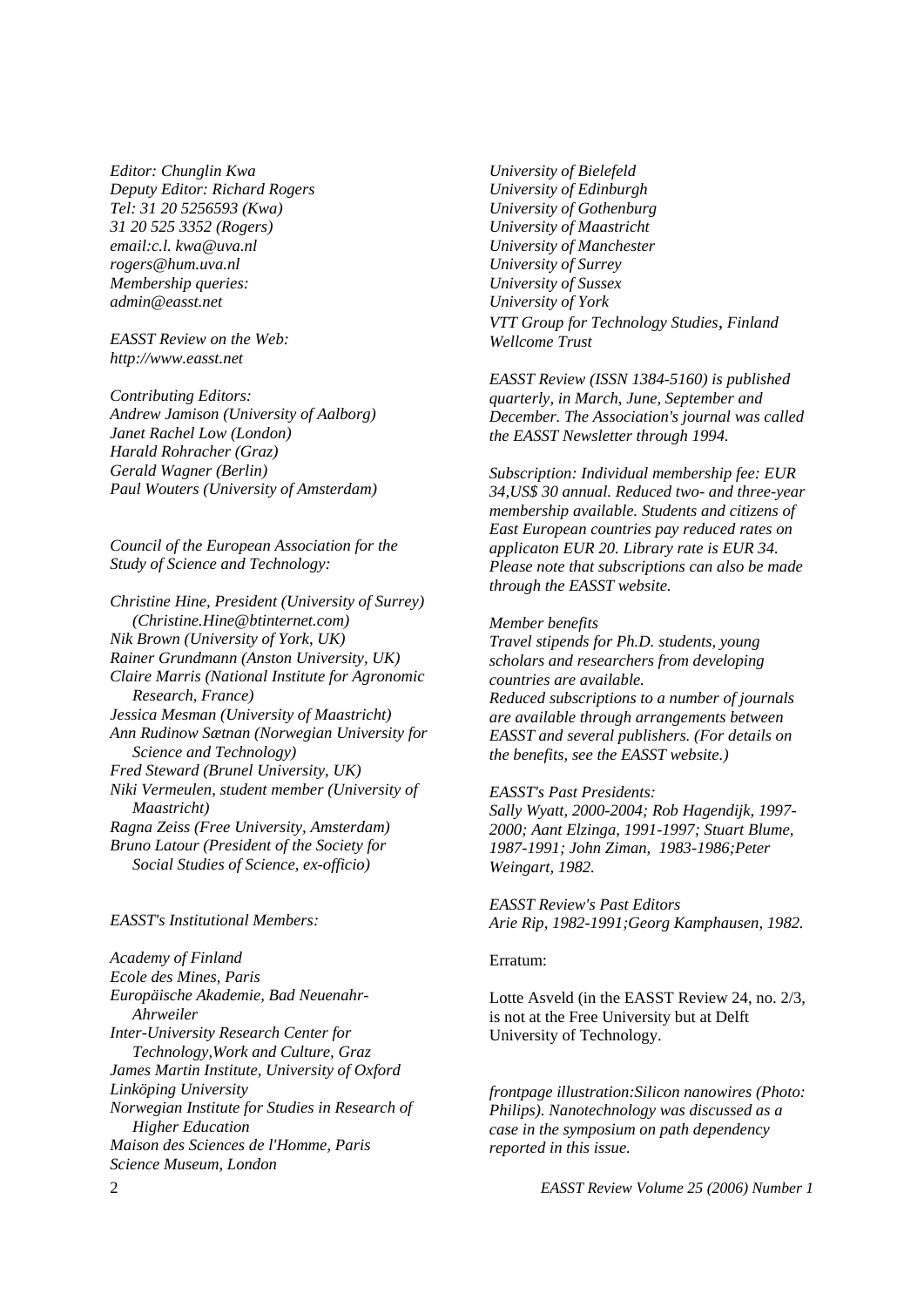*Editor: Chunglin Kwa*
*Deputy Editor: Richard Rogers*
*Tel: 31 20 5256593 (Kwa)*
*31 20 525 3352 (Rogers)*
*email:c.l. kwa@uva.nl*
*rogers@hum.uva.nl*
*Membership queries:*
*admin@easst.net*

*EASST Review on the Web:*
*http://www.easst.net*

*Contributing Editors:*
*Andrew Jamison (University of Aalborg)*
*Janet Rachel Low (London)*
*Harald Rohracher (Graz)*
*Gerald Wagner (Berlin)*
*Paul Wouters (University of Amsterdam)*

*Council of the European Association for the Study of Science and Technology:*

*Christine Hine, President (University of Surrey) (Christine.Hine@btinternet.com)*
*Nik Brown (University of York, UK)*
*Rainer Grundmann (Anston University, UK)*
*Claire Marris (National Institute for Agronomic Research, France)*
*Jessica Mesman (University of Maastricht)*
*Ann Rudinow Sætnan (Norwegian University for Science and Technology)*
*Fred Steward (Brunel University, UK)*
*Niki Vermeulen, student member (University of Maastricht)*
*Ragna Zeiss (Free University, Amsterdam)*
*Bruno Latour (President of the Society for Social Studies of Science, ex-officio)*

*EASST's Institutional Members:*

*Academy of Finland*
*Ecole des Mines, Paris*
*Europäische Akademie, Bad Neuenahr-Ahrweiler*
*Inter-University Research Center for Technology,Work and Culture, Graz*
*James Martin Institute, University of Oxford*
*Linköping University*
*Norwegian Institute for Studies in Research of Higher Education*
*Maison des Sciences de l'Homme, Paris*
*Science Museum, London*
*University of Bielefeld*
*University of Edinburgh*
*University of Gothenburg*
*University of Maastricht*
*University of Manchester*
*University of Surrey*
*University of Sussex*
*University of York*
*VTT Group for Technology Studies, Finland*
*Wellcome Trust*

*EASST Review (ISSN 1384-5160) is published quarterly, in March, June, September and December. The Association's journal was called the EASST Newsletter through 1994.*

*Subscription: Individual membership fee: EUR 34,US$ 30 annual. Reduced two- and three-year membership available. Students and citizens of East European countries pay reduced rates on applicaton EUR 20. Library rate is EUR 34. Please note that subscriptions can also be made through the EASST website.*

*Member benefits*
*Travel stipends for Ph.D. students, young scholars and researchers from developing countries are available.*
*Reduced subscriptions to a number of journals are available through arrangements between EASST and several publishers. (For details on the benefits, see the EASST website.)*

*EASST's Past Presidents:*
*Sally Wyatt, 2000-2004; Rob Hagendijk, 1997-2000; Aant Elzinga, 1991-1997; Stuart Blume, 1987-1991; John Ziman, 1983-1986;Peter Weingart, 1982.*

*EASST Review's Past Editors*
*Arie Rip, 1982-1991;Georg Kamphausen, 1982.*

Erratum:

Lotte Asveld (in the EASST Review 24, no. 2/3, is not at the Free University but at Delft University of Technology.

*frontpage illustration:Silicon nanowires (Photo: Philips). Nanotechnology was discussed as a case in the symposium on path dependency reported in this issue.*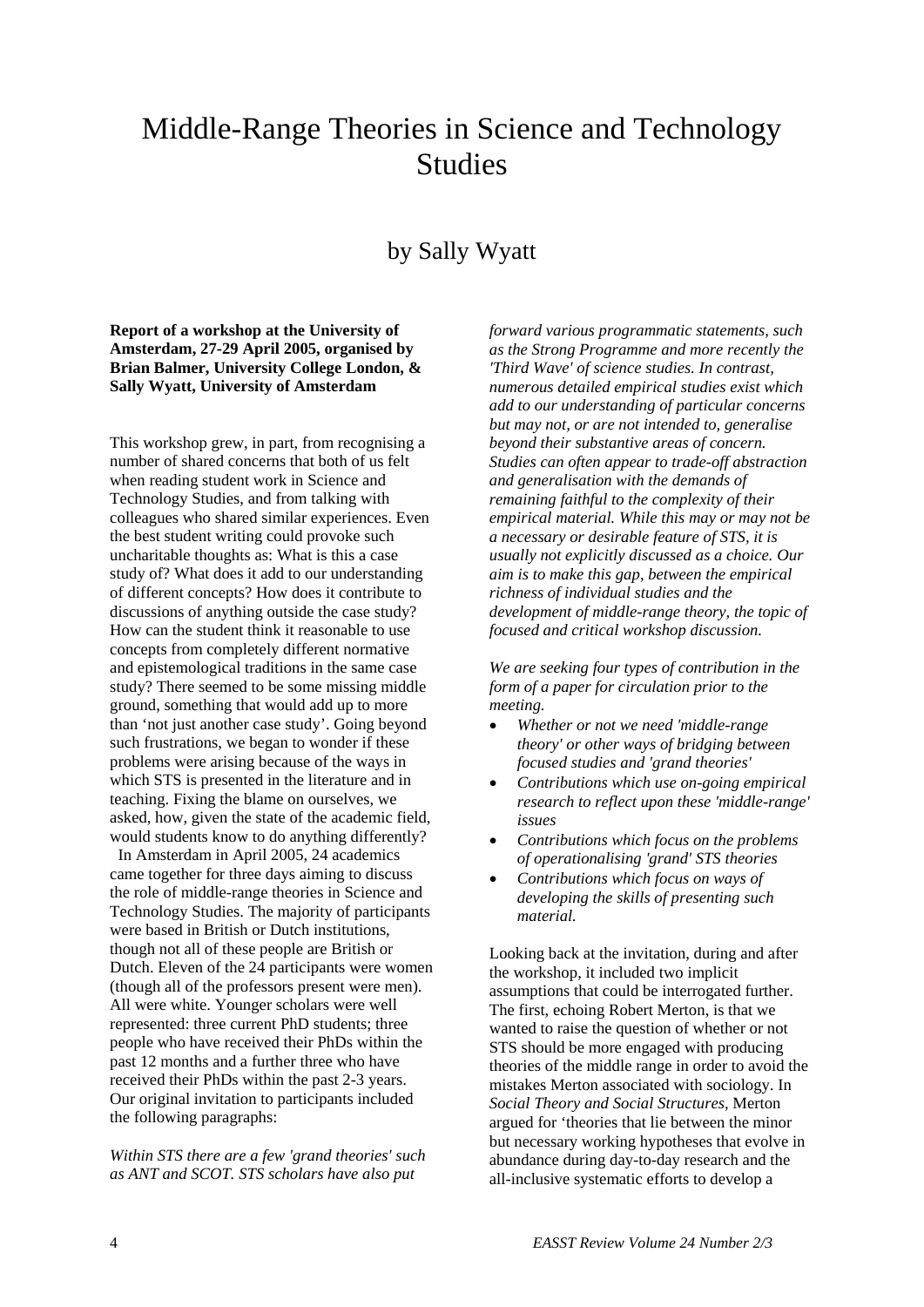# Middle-Range Theories in Science and Technology Studies

## by Sally Wyatt

**Report of a workshop at the University of Amsterdam, 27-29 April 2005, organised by Brian Balmer, University College London, & Sally Wyatt, University of Amsterdam**

This workshop grew, in part, from recognising a number of shared concerns that both of us felt when reading student work in Science and Technology Studies, and from talking with colleagues who shared similar experiences. Even the best student writing could provoke such uncharitable thoughts as: What is this a case study of? What does it add to our understanding of different concepts? How does it contribute to discussions of anything outside the case study? How can the student think it reasonable to use concepts from completely different normative and epistemological traditions in the same case study? There seemed to be some missing middle ground, something that would add up to more than 'not just another case study'. Going beyond such frustrations, we began to wonder if these problems were arising because of the ways in which STS is presented in the literature and in teaching. Fixing the blame on ourselves, we asked, how, given the state of the academic field, would students know to do anything differently?

In Amsterdam in April 2005, 24 academics came together for three days aiming to discuss the role of middle-range theories in Science and Technology Studies. The majority of participants were based in British or Dutch institutions, though not all of these people are British or Dutch. Eleven of the 24 participants were women (though all of the professors present were men). All were white. Younger scholars were well represented: three current PhD students; three people who have received their PhDs within the past 12 months and a further three who have received their PhDs within the past 2-3 years. Our original invitation to participants included the following paragraphs:

*Within STS there are a few 'grand theories' such as ANT and SCOT. STS scholars have also put forward various programmatic statements, such as the Strong Programme and more recently the 'Third Wave' of science studies. In contrast, numerous detailed empirical studies exist which add to our understanding of particular concerns but may not, or are not intended to, generalise beyond their substantive areas of concern. Studies can often appear to trade-off abstraction and generalisation with the demands of remaining faithful to the complexity of their empirical material. While this may or may not be a necessary or desirable feature of STS, it is usually not explicitly discussed as a choice. Our aim is to make this gap, between the empirical richness of individual studies and the development of middle-range theory, the topic of focused and critical workshop discussion.*

*We are seeking four types of contribution in the form of a paper for circulation prior to the meeting.*

- *Whether or not we need 'middle-range theory' or other ways of bridging between focused studies and 'grand theories'*
- *Contributions which use on-going empirical research to reflect upon these 'middle-range' issues*
- *Contributions which focus on the problems of operationalising 'grand' STS theories*
- *Contributions which focus on ways of developing the skills of presenting such material.*

Looking back at the invitation, during and after the workshop, it included two implicit assumptions that could be interrogated further. The first, echoing Robert Merton, is that we wanted to raise the question of whether or not STS should be more engaged with producing theories of the middle range in order to avoid the mistakes Merton associated with sociology. In *Social Theory and Social Structures*, Merton argued for 'theories that lie between the minor but necessary working hypotheses that evolve in abundance during day-to-day research and the all-inclusive systematic efforts to develop a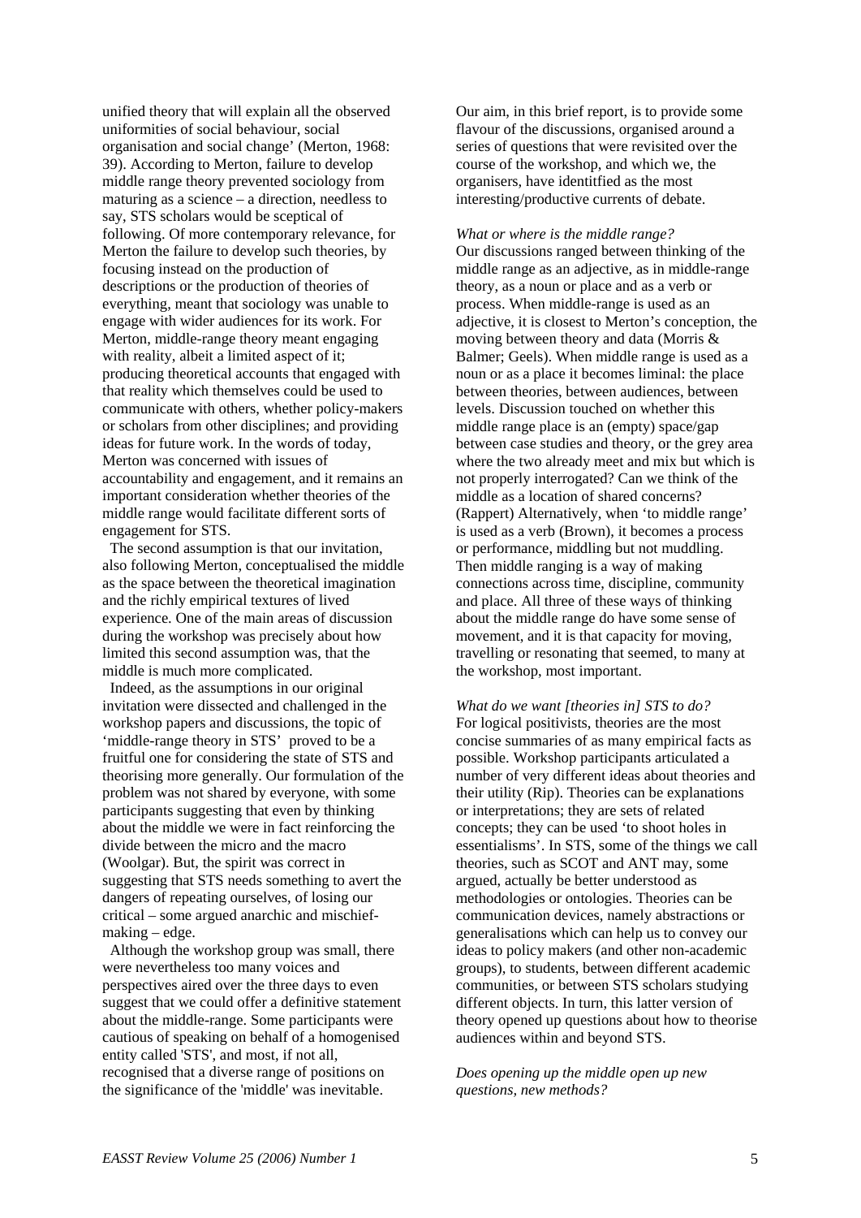unified theory that will explain all the observed uniformities of social behaviour, social organisation and social change' (Merton, 1968: 39). According to Merton, failure to develop middle range theory prevented sociology from maturing as a science – a direction, needless to say, STS scholars would be sceptical of following. Of more contemporary relevance, for Merton the failure to develop such theories, by focusing instead on the production of descriptions or the production of theories of everything, meant that sociology was unable to engage with wider audiences for its work. For Merton, middle-range theory meant engaging with reality, albeit a limited aspect of it; producing theoretical accounts that engaged with that reality which themselves could be used to communicate with others, whether policy-makers or scholars from other disciplines; and providing ideas for future work. In the words of today, Merton was concerned with issues of accountability and engagement, and it remains an important consideration whether theories of the middle range would facilitate different sorts of engagement for STS.

The second assumption is that our invitation, also following Merton, conceptualised the middle as the space between the theoretical imagination and the richly empirical textures of lived experience. One of the main areas of discussion during the workshop was precisely about how limited this second assumption was, that the middle is much more complicated.

Indeed, as the assumptions in our original invitation were dissected and challenged in the workshop papers and discussions, the topic of 'middle-range theory in STS' proved to be a fruitful one for considering the state of STS and theorising more generally. Our formulation of the problem was not shared by everyone, with some participants suggesting that even by thinking about the middle we were in fact reinforcing the divide between the micro and the macro (Woolgar). But, the spirit was correct in suggesting that STS needs something to avert the dangers of repeating ourselves, of losing our critical – some argued anarchic and mischief-making – edge.

Although the workshop group was small, there were nevertheless too many voices and perspectives aired over the three days to even suggest that we could offer a definitive statement about the middle-range. Some participants were cautious of speaking on behalf of a homogenised entity called 'STS', and most, if not all, recognised that a diverse range of positions on the significance of the 'middle' was inevitable.

Our aim, in this brief report, is to provide some flavour of the discussions, organised around a series of questions that were revisited over the course of the workshop, and which we, the organisers, have identitfied as the most interesting/productive currents of debate.

*What or where is the middle range?*

Our discussions ranged between thinking of the middle range as an adjective, as in middle-range theory, as a noun or place and as a verb or process. When middle-range is used as an adjective, it is closest to Merton's conception, the moving between theory and data (Morris & Balmer; Geels). When middle range is used as a noun or as a place it becomes liminal: the place between theories, between audiences, between levels. Discussion touched on whether this middle range place is an (empty) space/gap between case studies and theory, or the grey area where the two already meet and mix but which is not properly interrogated? Can we think of the middle as a location of shared concerns? (Rappert) Alternatively, when 'to middle range' is used as a verb (Brown), it becomes a process or performance, middling but not muddling. Then middle ranging is a way of making connections across time, discipline, community and place. All three of these ways of thinking about the middle range do have some sense of movement, and it is that capacity for moving, travelling or resonating that seemed, to many at the workshop, most important.

*What do we want [theories in] STS to do?*

For logical positivists, theories are the most concise summaries of as many empirical facts as possible. Workshop participants articulated a number of very different ideas about theories and their utility (Rip). Theories can be explanations or interpretations; they are sets of related concepts; they can be used 'to shoot holes in essentialisms'. In STS, some of the things we call theories, such as SCOT and ANT may, some argued, actually be better understood as methodologies or ontologies. Theories can be communication devices, namely abstractions or generalisations which can help us to convey our ideas to policy makers (and other non-academic groups), to students, between different academic communities, or between STS scholars studying different objects. In turn, this latter version of theory opened up questions about how to theorise audiences within and beyond STS.

*Does opening up the middle open up new questions, new methods?*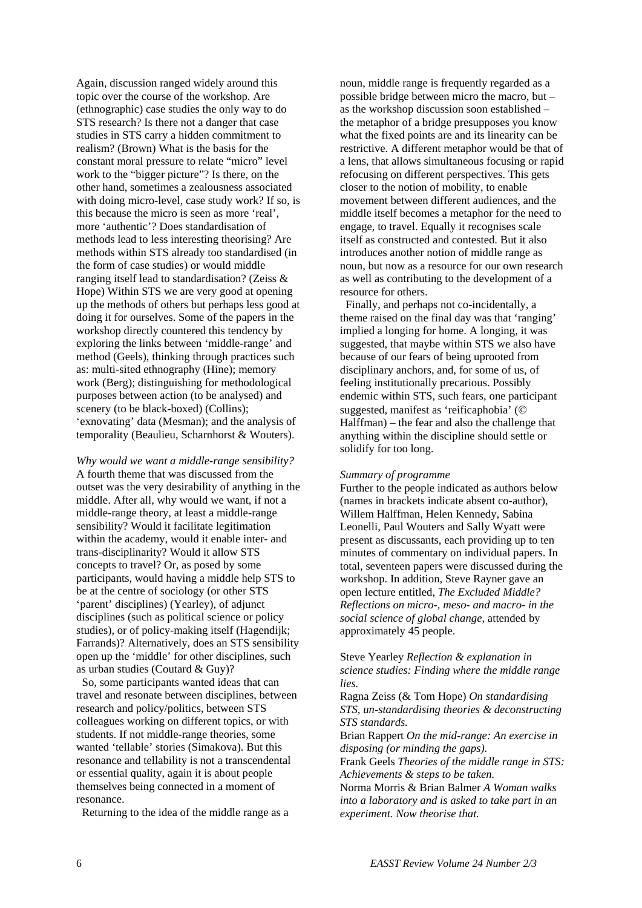Again, discussion ranged widely around this topic over the course of the workshop. Are (ethnographic) case studies the only way to do STS research? Is there not a danger that case studies in STS carry a hidden commitment to realism? (Brown) What is the basis for the constant moral pressure to relate "micro" level work to the "bigger picture"? Is there, on the other hand, sometimes a zealousness associated with doing micro-level, case study work? If so, is this because the micro is seen as more 'real', more 'authentic'? Does standardisation of methods lead to less interesting theorising? Are methods within STS already too standardised (in the form of case studies) or would middle ranging itself lead to standardisation? (Zeiss & Hope) Within STS we are very good at opening up the methods of others but perhaps less good at doing it for ourselves. Some of the papers in the workshop directly countered this tendency by exploring the links between 'middle-range' and method (Geels), thinking through practices such as: multi-sited ethnography (Hine); memory work (Berg); distinguishing for methodological purposes between action (to be analysed) and scenery (to be black-boxed) (Collins); 'exnovating' data (Mesman); and the analysis of temporality (Beaulieu, Scharnhorst & Wouters).

*Why would we want a middle-range sensibility?*
A fourth theme that was discussed from the outset was the very desirability of anything in the middle. After all, why would we want, if not a middle-range theory, at least a middle-range sensibility? Would it facilitate legitimation within the academy, would it enable inter- and trans-disciplinarity? Would it allow STS concepts to travel? Or, as posed by some participants, would having a middle help STS to be at the centre of sociology (or other STS 'parent' disciplines) (Yearley), of adjunct disciplines (such as political science or policy studies), or of policy-making itself (Hagendijk; Farrands)? Alternatively, does an STS sensibility open up the 'middle' for other disciplines, such as urban studies (Coutard & Guy)?

So, some participants wanted ideas that can travel and resonate between disciplines, between research and policy/politics, between STS colleagues working on different topics, or with students. If not middle-range theories, some wanted 'tellable' stories (Simakova). But this resonance and tellability is not a transcendental or essential quality, again it is about people themselves being connected in a moment of resonance.

Returning to the idea of the middle range as a noun, middle range is frequently regarded as a possible bridge between micro the macro, but – as the workshop discussion soon established – the metaphor of a bridge presupposes you know what the fixed points are and its linearity can be restrictive. A different metaphor would be that of a lens, that allows simultaneous focusing or rapid refocusing on different perspectives. This gets closer to the notion of mobility, to enable movement between different audiences, and the middle itself becomes a metaphor for the need to engage, to travel. Equally it recognises scale itself as constructed and contested. But it also introduces another notion of middle range as noun, but now as a resource for our own research as well as contributing to the development of a resource for others.

Finally, and perhaps not co-incidentally, a theme raised on the final day was that 'ranging' implied a longing for home. A longing, it was suggested, that maybe within STS we also have because of our fears of being uprooted from disciplinary anchors, and, for some of us, of feeling institutionally precarious. Possibly endemic within STS, such fears, one participant suggested, manifest as 'reificaphobia' (© Halffman) – the fear and also the challenge that anything within the discipline should settle or solidify for too long.

*Summary of programme*
Further to the people indicated as authors below (names in brackets indicate absent co-author), Willem Halffman, Helen Kennedy, Sabina Leonelli, Paul Wouters and Sally Wyatt were present as discussants, each providing up to ten minutes of commentary on individual papers. In total, seventeen papers were discussed during the workshop. In addition, Steve Rayner gave an open lecture entitled, *The Excluded Middle? Reflections on micro-, meso- and macro- in the social science of global change*, attended by approximately 45 people.

Steve Yearley *Reflection & explanation in science studies: Finding where the middle range lies.*
Ragna Zeiss (& Tom Hope) *On standardising STS, un-standardising theories & deconstructing STS standards.*
Brian Rappert *On the mid-range: An exercise in disposing (or minding the gaps).*
Frank Geels *Theories of the middle range in STS: Achievements & steps to be taken.*
Norma Morris & Brian Balmer *A Woman walks into a laboratory and is asked to take part in an experiment. Now theorise that.*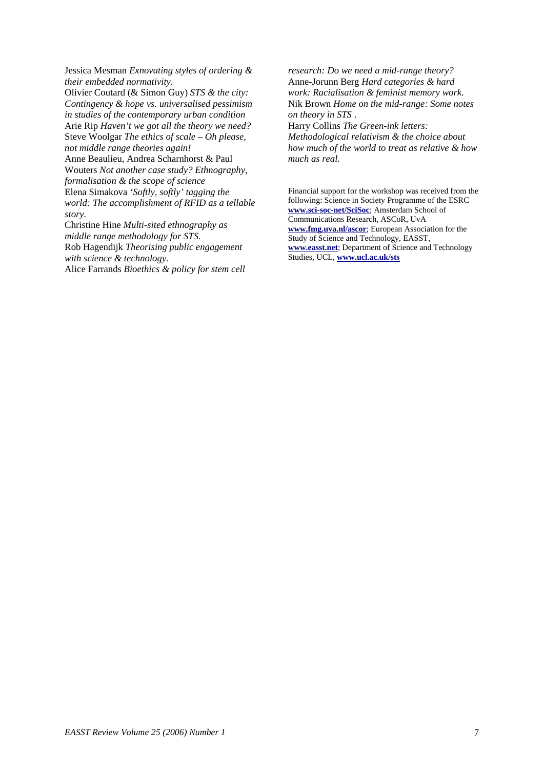Jessica Mesman *Exnovating styles of ordering & their embedded normativity.*
Olivier Coutard (& Simon Guy) *STS & the city: Contingency & hope vs. universalised pessimism in studies of the contemporary urban condition*
Arie Rip *Haven't we got all the theory we need?*
Steve Woolgar *The ethics of scale – Oh please, not middle range theories again!*
Anne Beaulieu, Andrea Scharnhorst & Paul Wouters *Not another case study? Ethnography, formalisation & the scope of science*
Elena Simakova *'Softly, softly' tagging the world: The accomplishment of RFID as a tellable story.*
Christine Hine *Multi-sited ethnography as middle range methodology for STS.*
Rob Hagendijk *Theorising public engagement with science & technology.*
Alice Farrands *Bioethics & policy for stem cell research: Do we need a mid-range theory?*
Anne-Jorunn Berg *Hard categories & hard work: Racialisation & feminist memory work.*
Nik Brown *Home on the mid-range: Some notes on theory in STS .*
Harry Collins *The Green-ink letters: Methodological relativism & the choice about how much of the world to treat as relative & how much as real.*

Financial support for the workshop was received from the following: Science in Society Programme of the ESRC **www.sci-soc-net/SciSoc**; Amsterdam School of Communications Research, ASCoR, UvA **www.fmg.uva.nl/ascor**; European Association for the Study of Science and Technology, EASST, **www.easst.net**; Department of Science and Technology Studies, UCL, **www.ucl.ac.uk/sts**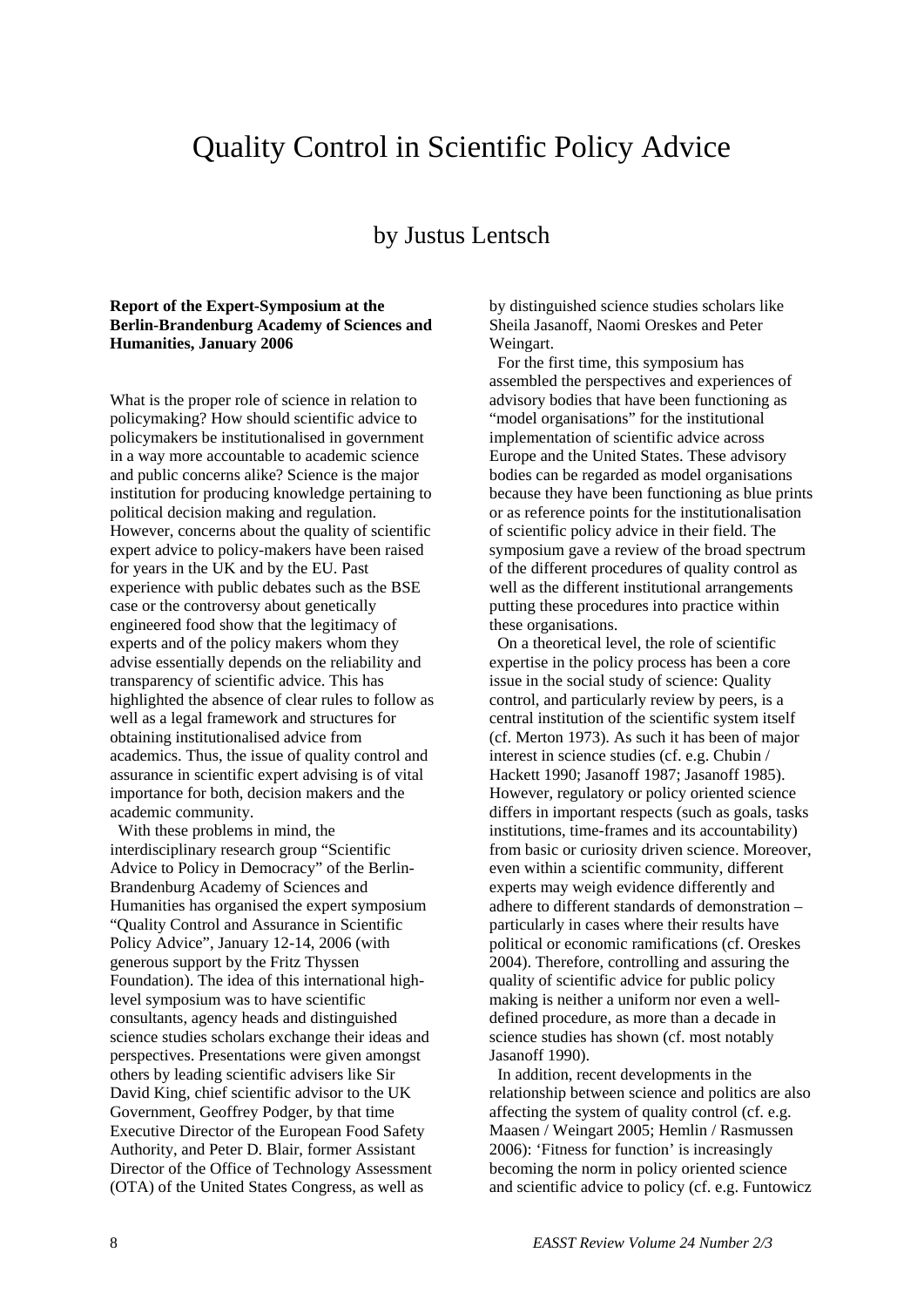# Quality Control in Scientific Policy Advice

## by Justus Lentsch

**Report of the Expert-Symposium at the Berlin-Brandenburg Academy of Sciences and Humanities, January 2006**

What is the proper role of science in relation to policymaking? How should scientific advice to policymakers be institutionalised in government in a way more accountable to academic science and public concerns alike? Science is the major institution for producing knowledge pertaining to political decision making and regulation. However, concerns about the quality of scientific expert advice to policy-makers have been raised for years in the UK and by the EU. Past experience with public debates such as the BSE case or the controversy about genetically engineered food show that the legitimacy of experts and of the policy makers whom they advise essentially depends on the reliability and transparency of scientific advice. This has highlighted the absence of clear rules to follow as well as a legal framework and structures for obtaining institutionalised advice from academics. Thus, the issue of quality control and assurance in scientific expert advising is of vital importance for both, decision makers and the academic community.

With these problems in mind, the interdisciplinary research group "Scientific Advice to Policy in Democracy" of the Berlin-Brandenburg Academy of Sciences and Humanities has organised the expert symposium "Quality Control and Assurance in Scientific Policy Advice", January 12-14, 2006 (with generous support by the Fritz Thyssen Foundation). The idea of this international high-level symposium was to have scientific consultants, agency heads and distinguished science studies scholars exchange their ideas and perspectives. Presentations were given amongst others by leading scientific advisers like Sir David King, chief scientific advisor to the UK Government, Geoffrey Podger, by that time Executive Director of the European Food Safety Authority, and Peter D. Blair, former Assistant Director of the Office of Technology Assessment (OTA) of the United States Congress, as well as by distinguished science studies scholars like Sheila Jasanoff, Naomi Oreskes and Peter Weingart.

For the first time, this symposium has assembled the perspectives and experiences of advisory bodies that have been functioning as "model organisations" for the institutional implementation of scientific advice across Europe and the United States. These advisory bodies can be regarded as model organisations because they have been functioning as blue prints or as reference points for the institutionalisation of scientific policy advice in their field. The symposium gave a review of the broad spectrum of the different procedures of quality control as well as the different institutional arrangements putting these procedures into practice within these organisations.

On a theoretical level, the role of scientific expertise in the policy process has been a core issue in the social study of science: Quality control, and particularly review by peers, is a central institution of the scientific system itself (cf. Merton 1973). As such it has been of major interest in science studies (cf. e.g. Chubin / Hackett 1990; Jasanoff 1987; Jasanoff 1985). However, regulatory or policy oriented science differs in important respects (such as goals, tasks institutions, time-frames and its accountability) from basic or curiosity driven science. Moreover, even within a scientific community, different experts may weigh evidence differently and adhere to different standards of demonstration – particularly in cases where their results have political or economic ramifications (cf. Oreskes 2004). Therefore, controlling and assuring the quality of scientific advice for public policy making is neither a uniform nor even a well-defined procedure, as more than a decade in science studies has shown (cf. most notably Jasanoff 1990).

In addition, recent developments in the relationship between science and politics are also affecting the system of quality control (cf. e.g. Maasen / Weingart 2005; Hemlin / Rasmussen 2006): 'Fitness for function' is increasingly becoming the norm in policy oriented science and scientific advice to policy (cf. e.g. Funtowicz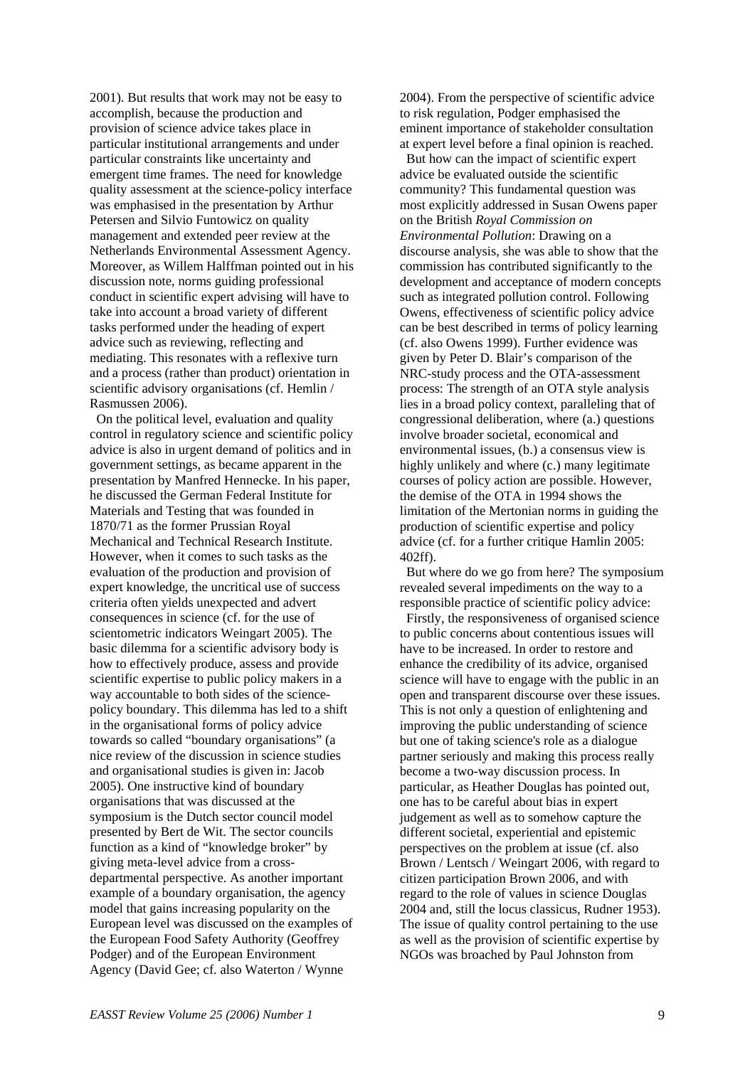2001). But results that work may not be easy to accomplish, because the production and provision of science advice takes place in particular institutional arrangements and under particular constraints like uncertainty and emergent time frames. The need for knowledge quality assessment at the science-policy interface was emphasised in the presentation by Arthur Petersen and Silvio Funtowicz on quality management and extended peer review at the Netherlands Environmental Assessment Agency. Moreover, as Willem Halffman pointed out in his discussion note, norms guiding professional conduct in scientific expert advising will have to take into account a broad variety of different tasks performed under the heading of expert advice such as reviewing, reflecting and mediating. This resonates with a reflexive turn and a process (rather than product) orientation in scientific advisory organisations (cf. Hemlin / Rasmussen 2006).

On the political level, evaluation and quality control in regulatory science and scientific policy advice is also in urgent demand of politics and in government settings, as became apparent in the presentation by Manfred Hennecke. In his paper, he discussed the German Federal Institute for Materials and Testing that was founded in 1870/71 as the former Prussian Royal Mechanical and Technical Research Institute. However, when it comes to such tasks as the evaluation of the production and provision of expert knowledge, the uncritical use of success criteria often yields unexpected and advert consequences in science (cf. for the use of scientometric indicators Weingart 2005). The basic dilemma for a scientific advisory body is how to effectively produce, assess and provide scientific expertise to public policy makers in a way accountable to both sides of the science-policy boundary. This dilemma has led to a shift in the organisational forms of policy advice towards so called "boundary organisations" (a nice review of the discussion in science studies and organisational studies is given in: Jacob 2005). One instructive kind of boundary organisations that was discussed at the symposium is the Dutch sector council model presented by Bert de Wit. The sector councils function as a kind of "knowledge broker" by giving meta-level advice from a cross-departmental perspective. As another important example of a boundary organisation, the agency model that gains increasing popularity on the European level was discussed on the examples of the European Food Safety Authority (Geoffrey Podger) and of the European Environment Agency (David Gee; cf. also Waterton / Wynne 2004). From the perspective of scientific advice to risk regulation, Podger emphasised the eminent importance of stakeholder consultation at expert level before a final opinion is reached.

But how can the impact of scientific expert advice be evaluated outside the scientific community? This fundamental question was most explicitly addressed in Susan Owens paper on the British *Royal Commission on Environmental Pollution*: Drawing on a discourse analysis, she was able to show that the commission has contributed significantly to the development and acceptance of modern concepts such as integrated pollution control. Following Owens, effectiveness of scientific policy advice can be best described in terms of policy learning (cf. also Owens 1999). Further evidence was given by Peter D. Blair's comparison of the NRC-study process and the OTA-assessment process: The strength of an OTA style analysis lies in a broad policy context, paralleling that of congressional deliberation, where (a.) questions involve broader societal, economical and environmental issues, (b.) a consensus view is highly unlikely and where (c.) many legitimate courses of policy action are possible. However, the demise of the OTA in 1994 shows the limitation of the Mertonian norms in guiding the production of scientific expertise and policy advice (cf. for a further critique Hamlin 2005: 402ff).

But where do we go from here? The symposium revealed several impediments on the way to a responsible practice of scientific policy advice:

Firstly, the responsiveness of organised science to public concerns about contentious issues will have to be increased. In order to restore and enhance the credibility of its advice, organised science will have to engage with the public in an open and transparent discourse over these issues. This is not only a question of enlightening and improving the public understanding of science but one of taking science's role as a dialogue partner seriously and making this process really become a two-way discussion process. In particular, as Heather Douglas has pointed out, one has to be careful about bias in expert judgement as well as to somehow capture the different societal, experiential and epistemic perspectives on the problem at issue (cf. also Brown / Lentsch / Weingart 2006, with regard to citizen participation Brown 2006, and with regard to the role of values in science Douglas 2004 and, still the locus classicus, Rudner 1953). The issue of quality control pertaining to the use as well as the provision of scientific expertise by NGOs was broached by Paul Johnston from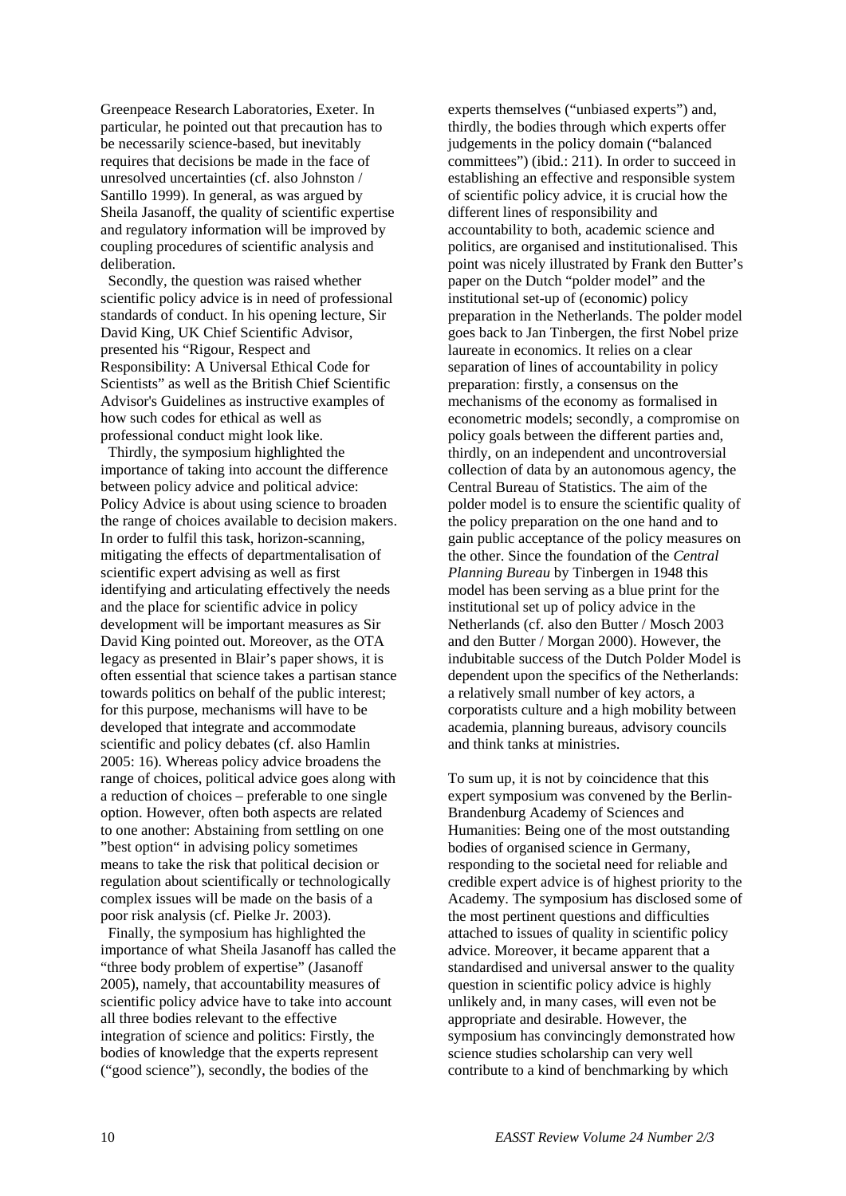Greenpeace Research Laboratories, Exeter. In particular, he pointed out that precaution has to be necessarily science-based, but inevitably requires that decisions be made in the face of unresolved uncertainties (cf. also Johnston / Santillo 1999). In general, as was argued by Sheila Jasanoff, the quality of scientific expertise and regulatory information will be improved by coupling procedures of scientific analysis and deliberation.

Secondly, the question was raised whether scientific policy advice is in need of professional standards of conduct. In his opening lecture, Sir David King, UK Chief Scientific Advisor, presented his "Rigour, Respect and Responsibility: A Universal Ethical Code for Scientists" as well as the British Chief Scientific Advisor's Guidelines as instructive examples of how such codes for ethical as well as professional conduct might look like.

Thirdly, the symposium highlighted the importance of taking into account the difference between policy advice and political advice: Policy Advice is about using science to broaden the range of choices available to decision makers. In order to fulfil this task, horizon-scanning, mitigating the effects of departmentalisation of scientific expert advising as well as first identifying and articulating effectively the needs and the place for scientific advice in policy development will be important measures as Sir David King pointed out. Moreover, as the OTA legacy as presented in Blair's paper shows, it is often essential that science takes a partisan stance towards politics on behalf of the public interest; for this purpose, mechanisms will have to be developed that integrate and accommodate scientific and policy debates (cf. also Hamlin 2005: 16). Whereas policy advice broadens the range of choices, political advice goes along with a reduction of choices – preferable to one single option. However, often both aspects are related to one another: Abstaining from settling on one "best option" in advising policy sometimes means to take the risk that political decision or regulation about scientifically or technologically complex issues will be made on the basis of a poor risk analysis (cf. Pielke Jr. 2003).

Finally, the symposium has highlighted the importance of what Sheila Jasanoff has called the "three body problem of expertise" (Jasanoff 2005), namely, that accountability measures of scientific policy advice have to take into account all three bodies relevant to the effective integration of science and politics: Firstly, the bodies of knowledge that the experts represent ("good science"), secondly, the bodies of the experts themselves ("unbiased experts") and, thirdly, the bodies through which experts offer judgements in the policy domain ("balanced committees") (ibid.: 211). In order to succeed in establishing an effective and responsible system of scientific policy advice, it is crucial how the different lines of responsibility and accountability to both, academic science and politics, are organised and institutionalised. This point was nicely illustrated by Frank den Butter's paper on the Dutch "polder model" and the institutional set-up of (economic) policy preparation in the Netherlands. The polder model goes back to Jan Tinbergen, the first Nobel prize laureate in economics. It relies on a clear separation of lines of accountability in policy preparation: firstly, a consensus on the mechanisms of the economy as formalised in econometric models; secondly, a compromise on policy goals between the different parties and, thirdly, on an independent and uncontroversial collection of data by an autonomous agency, the Central Bureau of Statistics. The aim of the polder model is to ensure the scientific quality of the policy preparation on the one hand and to gain public acceptance of the policy measures on the other. Since the foundation of the *Central Planning Bureau* by Tinbergen in 1948 this model has been serving as a blue print for the institutional set up of policy advice in the Netherlands (cf. also den Butter / Mosch 2003 and den Butter / Morgan 2000). However, the indubitable success of the Dutch Polder Model is dependent upon the specifics of the Netherlands: a relatively small number of key actors, a corporatists culture and a high mobility between academia, planning bureaus, advisory councils and think tanks at ministries.

To sum up, it is not by coincidence that this expert symposium was convened by the Berlin-Brandenburg Academy of Sciences and Humanities: Being one of the most outstanding bodies of organised science in Germany, responding to the societal need for reliable and credible expert advice is of highest priority to the Academy. The symposium has disclosed some of the most pertinent questions and difficulties attached to issues of quality in scientific policy advice. Moreover, it became apparent that a standardised and universal answer to the quality question in scientific policy advice is highly unlikely and, in many cases, will even not be appropriate and desirable. However, the symposium has convincingly demonstrated how science studies scholarship can very well contribute to a kind of benchmarking by which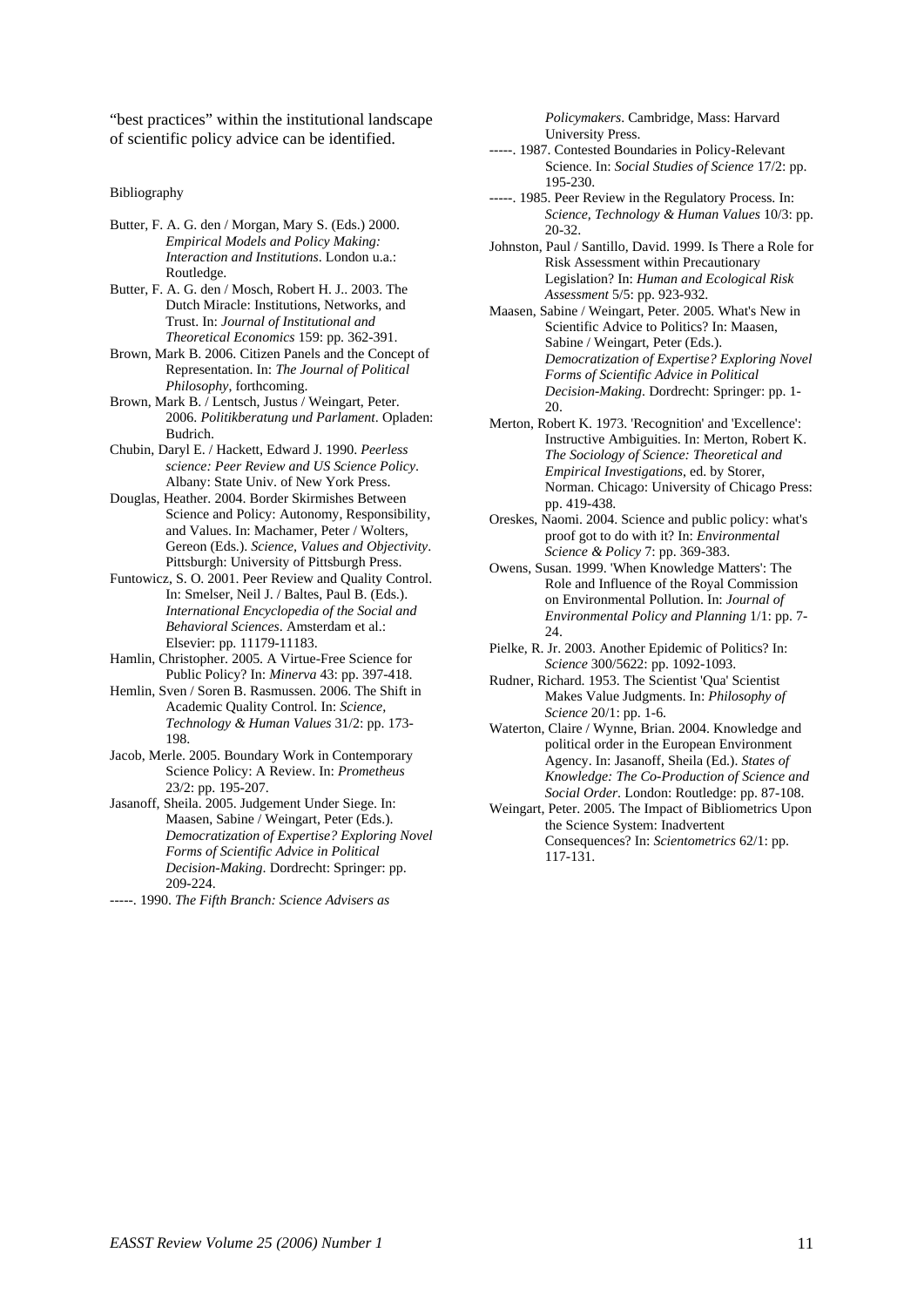"best practices" within the institutional landscape of scientific policy advice can be identified.

## Bibliography

Butter, F. A. G. den / Morgan, Mary S. (Eds.) 2000. *Empirical Models and Policy Making: Interaction and Institutions*. London u.a.: Routledge.

Butter, F. A. G. den / Mosch, Robert H. J.. 2003. The Dutch Miracle: Institutions, Networks, and Trust. In: *Journal of Institutional and Theoretical Economics* 159: pp. 362-391.

Brown, Mark B. 2006. Citizen Panels and the Concept of Representation. In: *The Journal of Political Philosophy*, forthcoming.

Brown, Mark B. / Lentsch, Justus / Weingart, Peter. 2006. *Politikberatung und Parlament*. Opladen: Budrich.

Chubin, Daryl E. / Hackett, Edward J. 1990. *Peerless science: Peer Review and US Science Policy*. Albany: State Univ. of New York Press.

Douglas, Heather. 2004. Border Skirmishes Between Science and Policy: Autonomy, Responsibility, and Values. In: Machamer, Peter / Wolters, Gereon (Eds.). *Science, Values and Objectivity*. Pittsburgh: University of Pittsburgh Press.

Funtowicz, S. O. 2001. Peer Review and Quality Control. In: Smelser, Neil J. / Baltes, Paul B. (Eds.). *International Encyclopedia of the Social and Behavioral Sciences*. Amsterdam et al.: Elsevier: pp. 11179-11183.

Hamlin, Christopher. 2005. A Virtue-Free Science for Public Policy? In: *Minerva* 43: pp. 397-418.

Hemlin, Sven / Soren B. Rasmussen. 2006. The Shift in Academic Quality Control. In: *Science, Technology & Human Values* 31/2: pp. 173-198.

Jacob, Merle. 2005. Boundary Work in Contemporary Science Policy: A Review. In: *Prometheus* 23/2: pp. 195-207.

Jasanoff, Sheila. 2005. Judgement Under Siege. In: Maasen, Sabine / Weingart, Peter (Eds.). *Democratization of Expertise? Exploring Novel Forms of Scientific Advice in Political Decision-Making*. Dordrecht: Springer: pp. 209-224.

-----. 1990. *The Fifth Branch: Science Advisers as Policymakers*. Cambridge, Mass: Harvard University Press.

-----. 1987. Contested Boundaries in Policy-Relevant Science. In: *Social Studies of Science* 17/2: pp. 195-230.

-----. 1985. Peer Review in the Regulatory Process. In: *Science, Technology & Human Values* 10/3: pp. 20-32.

Johnston, Paul / Santillo, David. 1999. Is There a Role for Risk Assessment within Precautionary Legislation? In: *Human and Ecological Risk Assessment* 5/5: pp. 923-932.

Maasen, Sabine / Weingart, Peter. 2005. What's New in Scientific Advice to Politics? In: Maasen, Sabine / Weingart, Peter (Eds.). *Democratization of Expertise? Exploring Novel Forms of Scientific Advice in Political Decision-Making*. Dordrecht: Springer: pp. 1-20.

Merton, Robert K. 1973. 'Recognition' and 'Excellence': Instructive Ambiguities. In: Merton, Robert K. *The Sociology of Science: Theoretical and Empirical Investigations*, ed. by Storer, Norman. Chicago: University of Chicago Press: pp. 419-438.

Oreskes, Naomi. 2004. Science and public policy: what's proof got to do with it? In: *Environmental Science & Policy* 7: pp. 369-383.

Owens, Susan. 1999. 'When Knowledge Matters': The Role and Influence of the Royal Commission on Environmental Pollution. In: *Journal of Environmental Policy and Planning* 1/1: pp. 7-24.

Pielke, R. Jr. 2003. Another Epidemic of Politics? In: *Science* 300/5622: pp. 1092-1093.

Rudner, Richard. 1953. The Scientist 'Qua' Scientist Makes Value Judgments. In: *Philosophy of Science* 20/1: pp. 1-6.

Waterton, Claire / Wynne, Brian. 2004. Knowledge and political order in the European Environment Agency. In: Jasanoff, Sheila (Ed.). *States of Knowledge: The Co-Production of Science and Social Order*. London: Routledge: pp. 87-108.

Weingart, Peter. 2005. The Impact of Bibliometrics Upon the Science System: Inadvertent Consequences? In: *Scientometrics* 62/1: pp. 117-131.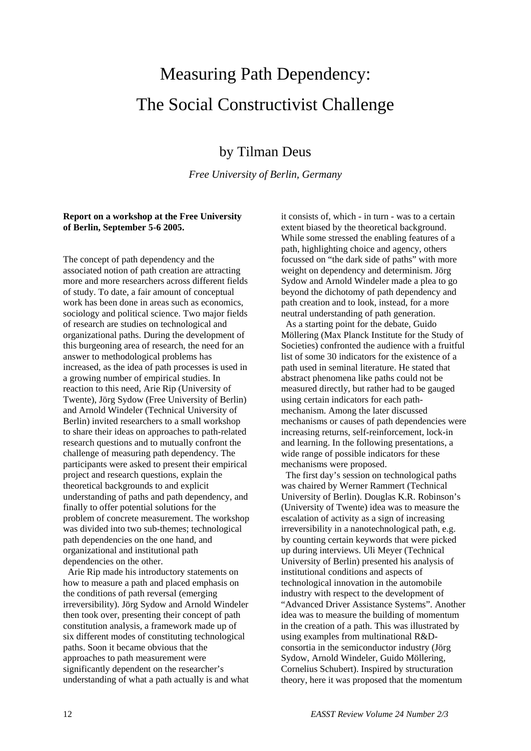# Measuring Path Dependency: The Social Constructivist Challenge

## by Tilman Deus

*Free University of Berlin, Germany*

**Report on a workshop at the Free University of Berlin, September 5-6 2005.**

The concept of path dependency and the associated notion of path creation are attracting more and more researchers across different fields of study. To date, a fair amount of conceptual work has been done in areas such as economics, sociology and political science. Two major fields of research are studies on technological and organizational paths. During the development of this burgeoning area of research, the need for an answer to methodological problems has increased, as the idea of path processes is used in a growing number of empirical studies. In reaction to this need, Arie Rip (University of Twente), Jörg Sydow (Free University of Berlin) and Arnold Windeler (Technical University of Berlin) invited researchers to a small workshop to share their ideas on approaches to path-related research questions and to mutually confront the challenge of measuring path dependency. The participants were asked to present their empirical project and research questions, explain the theoretical backgrounds to and explicit understanding of paths and path dependency, and finally to offer potential solutions for the problem of concrete measurement. The workshop was divided into two sub-themes; technological path dependencies on the one hand, and organizational and institutional path dependencies on the other.

Arie Rip made his introductory statements on how to measure a path and placed emphasis on the conditions of path reversal (emerging irreversibility). Jörg Sydow and Arnold Windeler then took over, presenting their concept of path constitution analysis, a framework made up of six different modes of constituting technological paths. Soon it became obvious that the approaches to path measurement were significantly dependent on the researcher's understanding of what a path actually is and what it consists of, which - in turn - was to a certain extent biased by the theoretical background. While some stressed the enabling features of a path, highlighting choice and agency, others focussed on "the dark side of paths" with more weight on dependency and determinism. Jörg Sydow and Arnold Windeler made a plea to go beyond the dichotomy of path dependency and path creation and to look, instead, for a more neutral understanding of path generation.

As a starting point for the debate, Guido Möllering (Max Planck Institute for the Study of Societies) confronted the audience with a fruitful list of some 30 indicators for the existence of a path used in seminal literature. He stated that abstract phenomena like paths could not be measured directly, but rather had to be gauged using certain indicators for each path-mechanism. Among the later discussed mechanisms or causes of path dependencies were increasing returns, self-reinforcement, lock-in and learning. In the following presentations, a wide range of possible indicators for these mechanisms were proposed.

The first day's session on technological paths was chaired by Werner Rammert (Technical University of Berlin). Douglas K.R. Robinson's (University of Twente) idea was to measure the escalation of activity as a sign of increasing irreversibility in a nanotechnological path, e.g. by counting certain keywords that were picked up during interviews. Uli Meyer (Technical University of Berlin) presented his analysis of institutional conditions and aspects of technological innovation in the automobile industry with respect to the development of "Advanced Driver Assistance Systems". Another idea was to measure the building of momentum in the creation of a path. This was illustrated by using examples from multinational R&D-consortia in the semiconductor industry (Jörg Sydow, Arnold Windeler, Guido Möllering, Cornelius Schubert). Inspired by structuration theory, here it was proposed that the momentum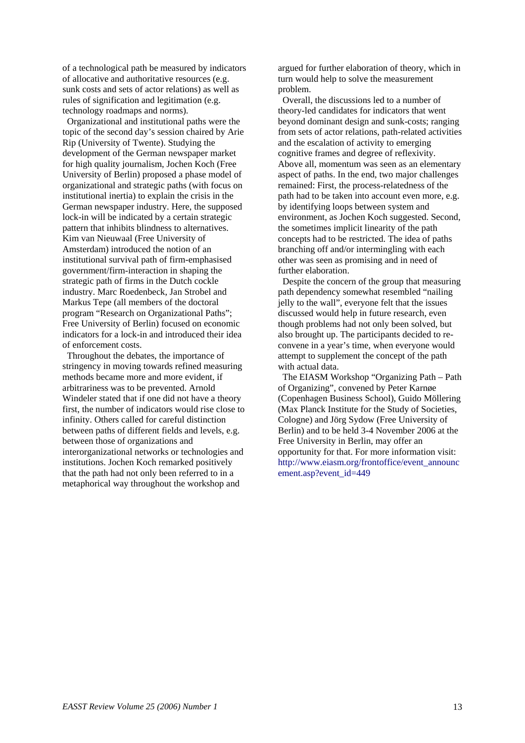of a technological path be measured by indicators of allocative and authoritative resources (e.g. sunk costs and sets of actor relations) as well as rules of signification and legitimation (e.g. technology roadmaps and norms).

Organizational and institutional paths were the topic of the second day's session chaired by Arie Rip (University of Twente). Studying the development of the German newspaper market for high quality journalism, Jochen Koch (Free University of Berlin) proposed a phase model of organizational and strategic paths (with focus on institutional inertia) to explain the crisis in the German newspaper industry. Here, the supposed lock-in will be indicated by a certain strategic pattern that inhibits blindness to alternatives. Kim van Nieuwaal (Free University of Amsterdam) introduced the notion of an institutional survival path of firm-emphasised government/firm-interaction in shaping the strategic path of firms in the Dutch cockle industry. Marc Roedenbeck, Jan Strobel and Markus Tepe (all members of the doctoral program "Research on Organizational Paths"; Free University of Berlin) focused on economic indicators for a lock-in and introduced their idea of enforcement costs.

Throughout the debates, the importance of stringency in moving towards refined measuring methods became more and more evident, if arbitrariness was to be prevented. Arnold Windeler stated that if one did not have a theory first, the number of indicators would rise close to infinity. Others called for careful distinction between paths of different fields and levels, e.g. between those of organizations and interorganizational networks or technologies and institutions. Jochen Koch remarked positively that the path had not only been referred to in a metaphorical way throughout the workshop and argued for further elaboration of theory, which in turn would help to solve the measurement problem.

Overall, the discussions led to a number of theory-led candidates for indicators that went beyond dominant design and sunk-costs; ranging from sets of actor relations, path-related activities and the escalation of activity to emerging cognitive frames and degree of reflexivity. Above all, momentum was seen as an elementary aspect of paths. In the end, two major challenges remained: First, the process-relatedness of the path had to be taken into account even more, e.g. by identifying loops between system and environment, as Jochen Koch suggested. Second, the sometimes implicit linearity of the path concepts had to be restricted. The idea of paths branching off and/or intermingling with each other was seen as promising and in need of further elaboration.

Despite the concern of the group that measuring path dependency somewhat resembled "nailing jelly to the wall", everyone felt that the issues discussed would help in future research, even though problems had not only been solved, but also brought up. The participants decided to re-convene in a year's time, when everyone would attempt to supplement the concept of the path with actual data.

The EIASM Workshop "Organizing Path – Path of Organizing", convened by Peter Karnøe (Copenhagen Business School), Guido Möllering (Max Planck Institute for the Study of Societies, Cologne) and Jörg Sydow (Free University of Berlin) and to be held 3-4 November 2006 at the Free University in Berlin, may offer an opportunity for that. For more information visit: http://www.eiasm.org/frontoffice/event_announcement.asp?event_id=449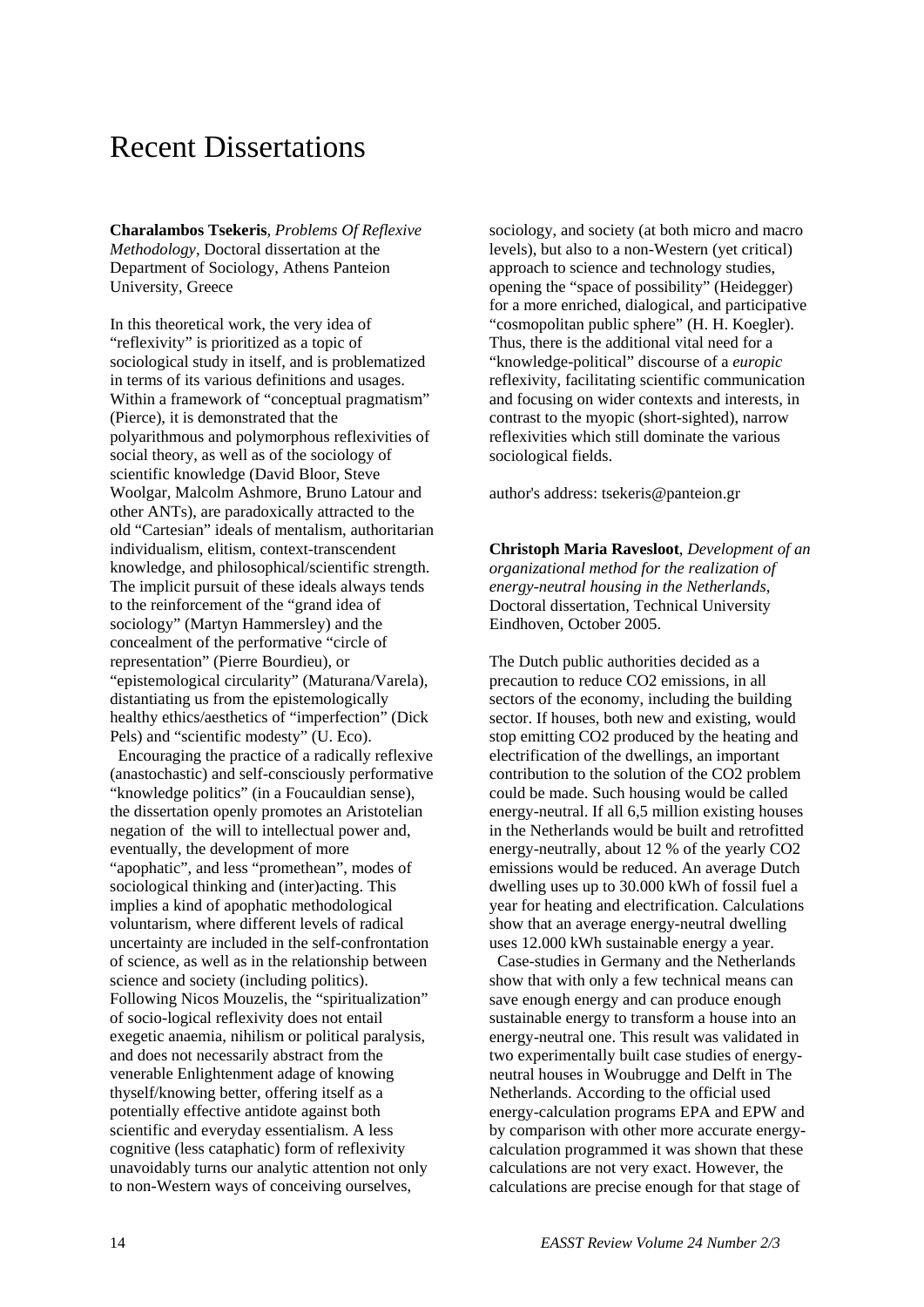# Recent Dissertations

**Charalambos Tsekeris**, *Problems Of Reflexive Methodology*, Doctoral dissertation at the Department of Sociology, Athens Panteion University, Greece

In this theoretical work, the very idea of "reflexivity" is prioritized as a topic of sociological study in itself, and is problematized in terms of its various definitions and usages. Within a framework of "conceptual pragmatism" (Pierce), it is demonstrated that the polyarithmous and polymorphous reflexivities of social theory, as well as of the sociology of scientific knowledge (David Bloor, Steve Woolgar, Malcolm Ashmore, Bruno Latour and other ANTs), are paradoxically attracted to the old "Cartesian" ideals of mentalism, authoritarian individualism, elitism, context-transcendent knowledge, and philosophical/scientific strength. The implicit pursuit of these ideals always tends to the reinforcement of the "grand idea of sociology" (Martyn Hammersley) and the concealment of the performative "circle of representation" (Pierre Bourdieu), or "epistemological circularity" (Maturana/Varela), distantiating us from the epistemologically healthy ethics/aesthetics of "imperfection" (Dick Pels) and "scientific modesty" (U. Eco).

Encouraging the practice of a radically reflexive (anastochastic) and self-consciously performative "knowledge politics" (in a Foucauldian sense), the dissertation openly promotes an Aristotelian negation of the will to intellectual power and, eventually, the development of more "apophatic", and less "promethean", modes of sociological thinking and (inter)acting. This implies a kind of apophatic methodological voluntarism, where different levels of radical uncertainty are included in the self-confrontation of science, as well as in the relationship between science and society (including politics). Following Nicos Mouzelis, the "spiritualization" of socio-logical reflexivity does not entail exegetic anaemia, nihilism or political paralysis, and does not necessarily abstract from the venerable Enlightenment adage of knowing thyself/knowing better, offering itself as a potentially effective antidote against both scientific and everyday essentialism. A less cognitive (less cataphatic) form of reflexivity unavoidably turns our analytic attention not only to non-Western ways of conceiving ourselves, sociology, and society (at both micro and macro levels), but also to a non-Western (yet critical) approach to science and technology studies, opening the "space of possibility" (Heidegger) for a more enriched, dialogical, and participative "cosmopolitan public sphere" (H. H. Koegler). Thus, there is the additional vital need for a "knowledge-political" discourse of a *europic* reflexivity, facilitating scientific communication and focusing on wider contexts and interests, in contrast to the myopic (short-sighted), narrow reflexivities which still dominate the various sociological fields.

author's address: tsekeris@panteion.gr

**Christoph Maria Ravesloot**, *Development of an organizational method for the realization of energy-neutral housing in the Netherlands*, Doctoral dissertation, Technical University Eindhoven, October 2005.

The Dutch public authorities decided as a precaution to reduce CO2 emissions, in all sectors of the economy, including the building sector. If houses, both new and existing, would stop emitting CO2 produced by the heating and electrification of the dwellings, an important contribution to the solution of the CO2 problem could be made. Such housing would be called energy-neutral. If all 6,5 million existing houses in the Netherlands would be built and retrofitted energy-neutrally, about 12 % of the yearly CO2 emissions would be reduced. An average Dutch dwelling uses up to 30.000 kWh of fossil fuel a year for heating and electrification. Calculations show that an average energy-neutral dwelling uses 12.000 kWh sustainable energy a year.

Case-studies in Germany and the Netherlands show that with only a few technical means can save enough energy and can produce enough sustainable energy to transform a house into an energy-neutral one. This result was validated in two experimentally built case studies of energy-neutral houses in Woubrugge and Delft in The Netherlands. According to the official used energy-calculation programs EPA and EPW and by comparison with other more accurate energy-calculation programmed it was shown that these calculations are not very exact. However, the calculations are precise enough for that stage of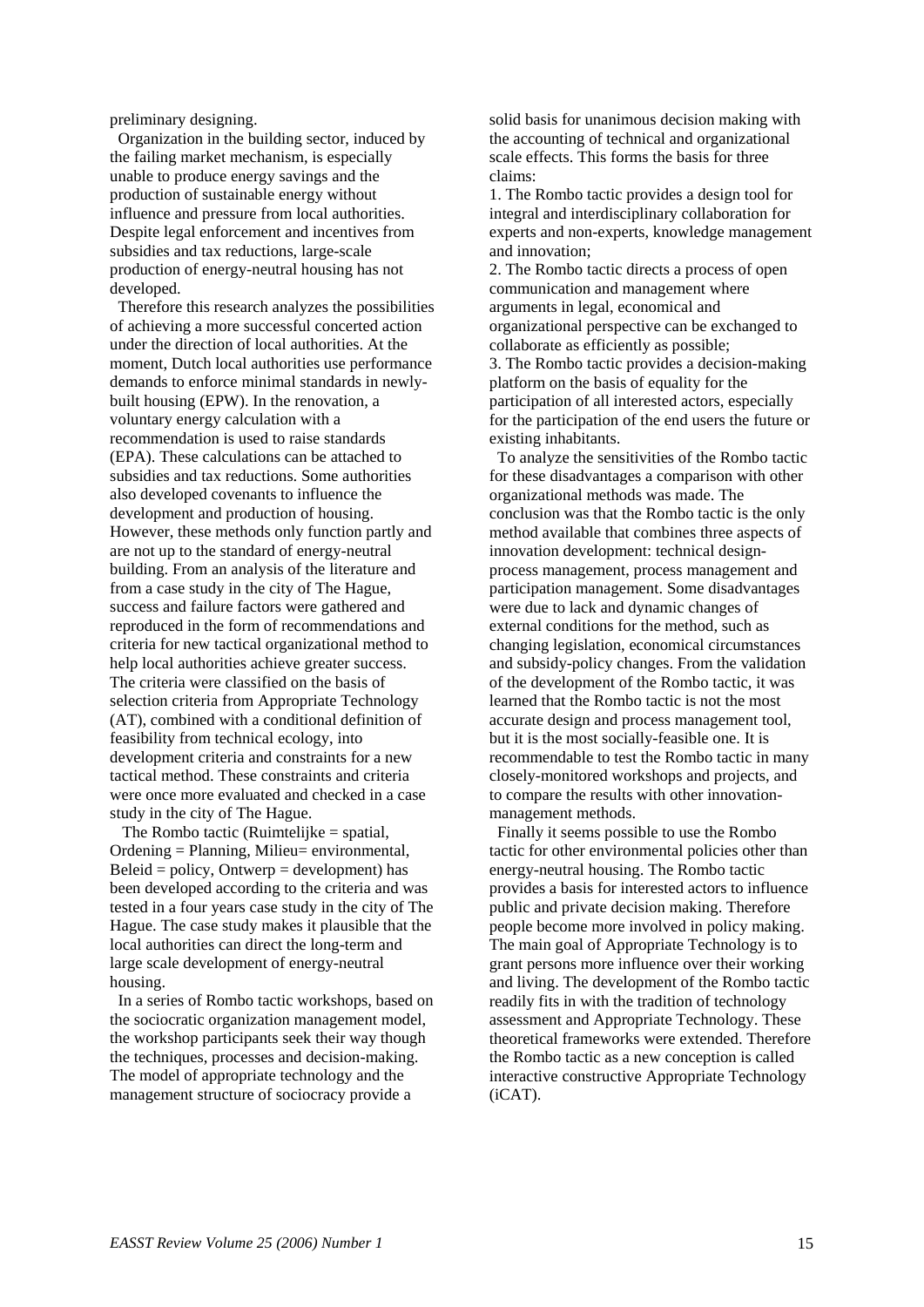preliminary designing.

Organization in the building sector, induced by the failing market mechanism, is especially unable to produce energy savings and the production of sustainable energy without influence and pressure from local authorities. Despite legal enforcement and incentives from subsidies and tax reductions, large-scale production of energy-neutral housing has not developed.

Therefore this research analyzes the possibilities of achieving a more successful concerted action under the direction of local authorities. At the moment, Dutch local authorities use performance demands to enforce minimal standards in newly-built housing (EPW). In the renovation, a voluntary energy calculation with a recommendation is used to raise standards (EPA). These calculations can be attached to subsidies and tax reductions. Some authorities also developed covenants to influence the development and production of housing. However, these methods only function partly and are not up to the standard of energy-neutral building. From an analysis of the literature and from a case study in the city of The Hague, success and failure factors were gathered and reproduced in the form of recommendations and criteria for new tactical organizational method to help local authorities achieve greater success. The criteria were classified on the basis of selection criteria from Appropriate Technology (AT), combined with a conditional definition of feasibility from technical ecology, into development criteria and constraints for a new tactical method. These constraints and criteria were once more evaluated and checked in a case study in the city of The Hague.

The Rombo tactic (Ruimtelijke = spatial, Ordening = Planning, Milieu= environmental, Beleid = policy, Ontwerp = development) has been developed according to the criteria and was tested in a four years case study in the city of The Hague. The case study makes it plausible that the local authorities can direct the long-term and large scale development of energy-neutral housing.

In a series of Rombo tactic workshops, based on the sociocratic organization management model, the workshop participants seek their way though the techniques, processes and decision-making. The model of appropriate technology and the management structure of sociocracy provide a solid basis for unanimous decision making with the accounting of technical and organizational scale effects. This forms the basis for three claims:

1. The Rombo tactic provides a design tool for integral and interdisciplinary collaboration for experts and non-experts, knowledge management and innovation;
2. The Rombo tactic directs a process of open communication and management where arguments in legal, economical and organizational perspective can be exchanged to collaborate as efficiently as possible;
3. The Rombo tactic provides a decision-making platform on the basis of equality for the participation of all interested actors, especially for the participation of the end users the future or existing inhabitants.

To analyze the sensitivities of the Rombo tactic for these disadvantages a comparison with other organizational methods was made. The conclusion was that the Rombo tactic is the only method available that combines three aspects of innovation development: technical design-process management, process management and participation management. Some disadvantages were due to lack and dynamic changes of external conditions for the method, such as changing legislation, economical circumstances and subsidy-policy changes. From the validation of the development of the Rombo tactic, it was learned that the Rombo tactic is not the most accurate design and process management tool, but it is the most socially-feasible one. It is recommendable to test the Rombo tactic in many closely-monitored workshops and projects, and to compare the results with other innovation-management methods.

Finally it seems possible to use the Rombo tactic for other environmental policies other than energy-neutral housing. The Rombo tactic provides a basis for interested actors to influence public and private decision making. Therefore people become more involved in policy making. The main goal of Appropriate Technology is to grant persons more influence over their working and living. The development of the Rombo tactic readily fits in with the tradition of technology assessment and Appropriate Technology. These theoretical frameworks were extended. Therefore the Rombo tactic as a new conception is called interactive constructive Appropriate Technology (iCAT).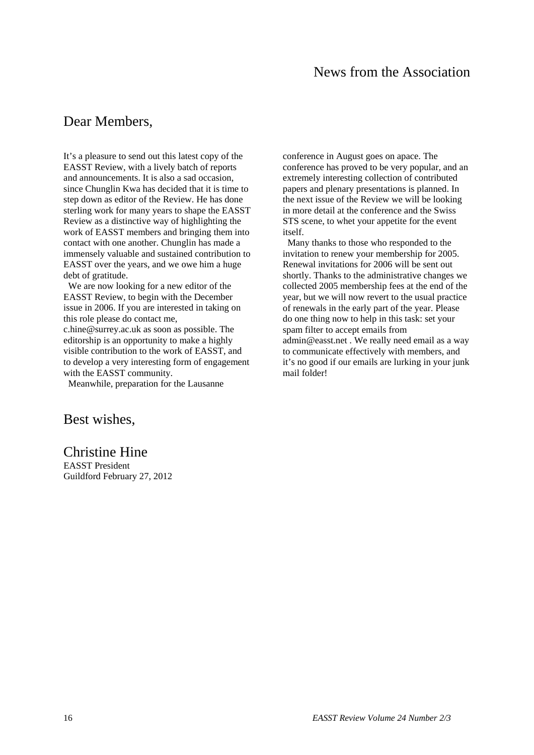# News from the Association

## Dear Members,

It's a pleasure to send out this latest copy of the EASST Review, with a lively batch of reports and announcements. It is also a sad occasion, since Chunglin Kwa has decided that it is time to step down as editor of the Review. He has done sterling work for many years to shape the EASST Review as a distinctive way of highlighting the work of EASST members and bringing them into contact with one another. Chunglin has made a immensely valuable and sustained contribution to EASST over the years, and we owe him a huge debt of gratitude.

We are now looking for a new editor of the EASST Review, to begin with the December issue in 2006. If you are interested in taking on this role please do contact me, c.hine@surrey.ac.uk as soon as possible. The editorship is an opportunity to make a highly visible contribution to the work of EASST, and to develop a very interesting form of engagement with the EASST community.

Meanwhile, preparation for the Lausanne conference in August goes on apace. The conference has proved to be very popular, and an extremely interesting collection of contributed papers and plenary presentations is planned. In the next issue of the Review we will be looking in more detail at the conference and the Swiss STS scene, to whet your appetite for the event itself.

Many thanks to those who responded to the invitation to renew your membership for 2005. Renewal invitations for 2006 will be sent out shortly. Thanks to the administrative changes we collected 2005 membership fees at the end of the year, but we will now revert to the usual practice of renewals in the early part of the year. Please do one thing now to help in this task: set your spam filter to accept emails from admin@easst.net . We really need email as a way to communicate effectively with members, and it's no good if our emails are lurking in your junk mail folder!

## Best wishes,

## Christine Hine

EASST President
Guildford February 27, 2012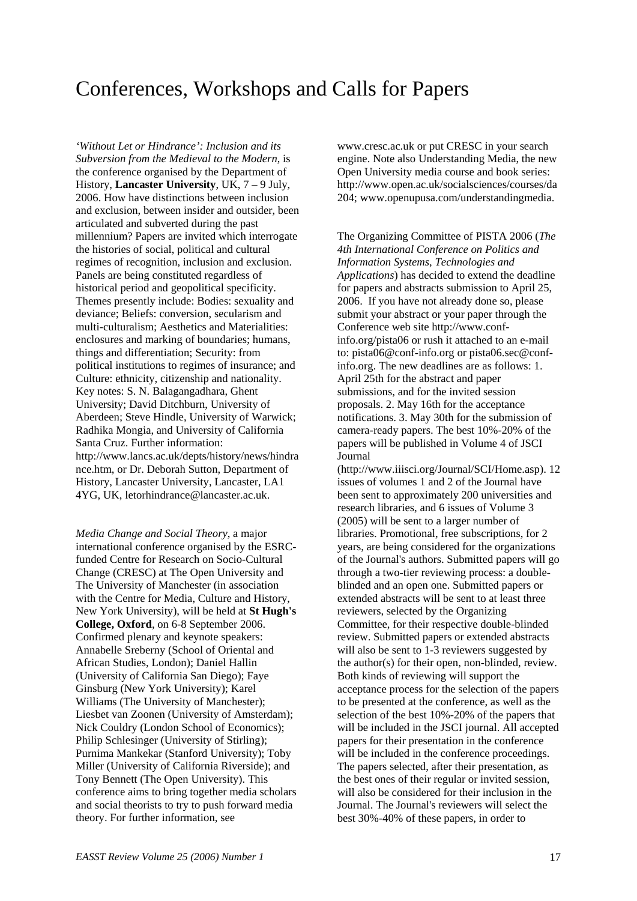# Conferences, Workshops and Calls for Papers

*'Without Let or Hindrance': Inclusion and its Subversion from the Medieval to the Modern*, is the conference organised by the Department of History, **Lancaster University**, UK, 7 – 9 July, 2006. How have distinctions between inclusion and exclusion, between insider and outsider, been articulated and subverted during the past millennium? Papers are invited which interrogate the histories of social, political and cultural regimes of recognition, inclusion and exclusion. Panels are being constituted regardless of historical period and geopolitical specificity. Themes presently include: Bodies: sexuality and deviance; Beliefs: conversion, secularism and multi-culturalism; Aesthetics and Materialities: enclosures and marking of boundaries; humans, things and differentiation; Security: from political institutions to regimes of insurance; and Culture: ethnicity, citizenship and nationality. Key notes: S. N. Balagangadhara, Ghent University; David Ditchburn, University of Aberdeen; Steve Hindle, University of Warwick; Radhika Mongia, and University of California Santa Cruz. Further information: http://www.lancs.ac.uk/depts/history/news/hindrance.htm, or Dr. Deborah Sutton, Department of History, Lancaster University, Lancaster, LA1 4YG, UK, letorhindrance@lancaster.ac.uk.

*Media Change and Social Theory*, a major international conference organised by the ESRC-funded Centre for Research on Socio-Cultural Change (CRESC) at The Open University and The University of Manchester (in association with the Centre for Media, Culture and History, New York University), will be held at **St Hugh's College, Oxford**, on 6-8 September 2006. Confirmed plenary and keynote speakers: Annabelle Sreberny (School of Oriental and African Studies, London); Daniel Hallin (University of California San Diego); Faye Ginsburg (New York University); Karel Williams (The University of Manchester); Liesbet van Zoonen (University of Amsterdam); Nick Couldry (London School of Economics); Philip Schlesinger (University of Stirling); Purnima Mankekar (Stanford University); Toby Miller (University of California Riverside); and Tony Bennett (The Open University). This conference aims to bring together media scholars and social theorists to try to push forward media theory. For further information, see www.cresc.ac.uk or put CRESC in your search engine. Note also Understanding Media, the new Open University media course and book series: http://www.open.ac.uk/socialsciences/courses/da204; www.openupusa.com/understandingmedia.

The Organizing Committee of PISTA 2006 (*The 4th International Conference on Politics and Information Systems, Technologies and Applications*) has decided to extend the deadline for papers and abstracts submission to April 25, 2006. If you have not already done so, please submit your abstract or your paper through the Conference web site http://www.conf-info.org/pista06 or rush it attached to an e-mail to: pista06@conf-info.org or pista06.sec@conf-info.org. The new deadlines are as follows: 1. April 25th for the abstract and paper submissions, and for the invited session proposals. 2. May 16th for the acceptance notifications. 3. May 30th for the submission of camera-ready papers. The best 10%-20% of the papers will be published in Volume 4 of JSCI Journal (http://www.iiisci.org/Journal/SCI/Home.asp). 12 issues of volumes 1 and 2 of the Journal have been sent to approximately 200 universities and research libraries, and 6 issues of Volume 3 (2005) will be sent to a larger number of libraries. Promotional, free subscriptions, for 2 years, are being considered for the organizations of the Journal's authors. Submitted papers will go through a two-tier reviewing process: a double-blinded and an open one. Submitted papers or extended abstracts will be sent to at least three reviewers, selected by the Organizing Committee, for their respective double-blinded review. Submitted papers or extended abstracts will also be sent to 1-3 reviewers suggested by the author(s) for their open, non-blinded, review. Both kinds of reviewing will support the acceptance process for the selection of the papers to be presented at the conference, as well as the selection of the best 10%-20% of the papers that will be included in the JSCI journal. All accepted papers for their presentation in the conference will be included in the conference proceedings. The papers selected, after their presentation, as the best ones of their regular or invited session, will also be considered for their inclusion in the Journal. The Journal's reviewers will select the best 30%-40% of these papers, in order to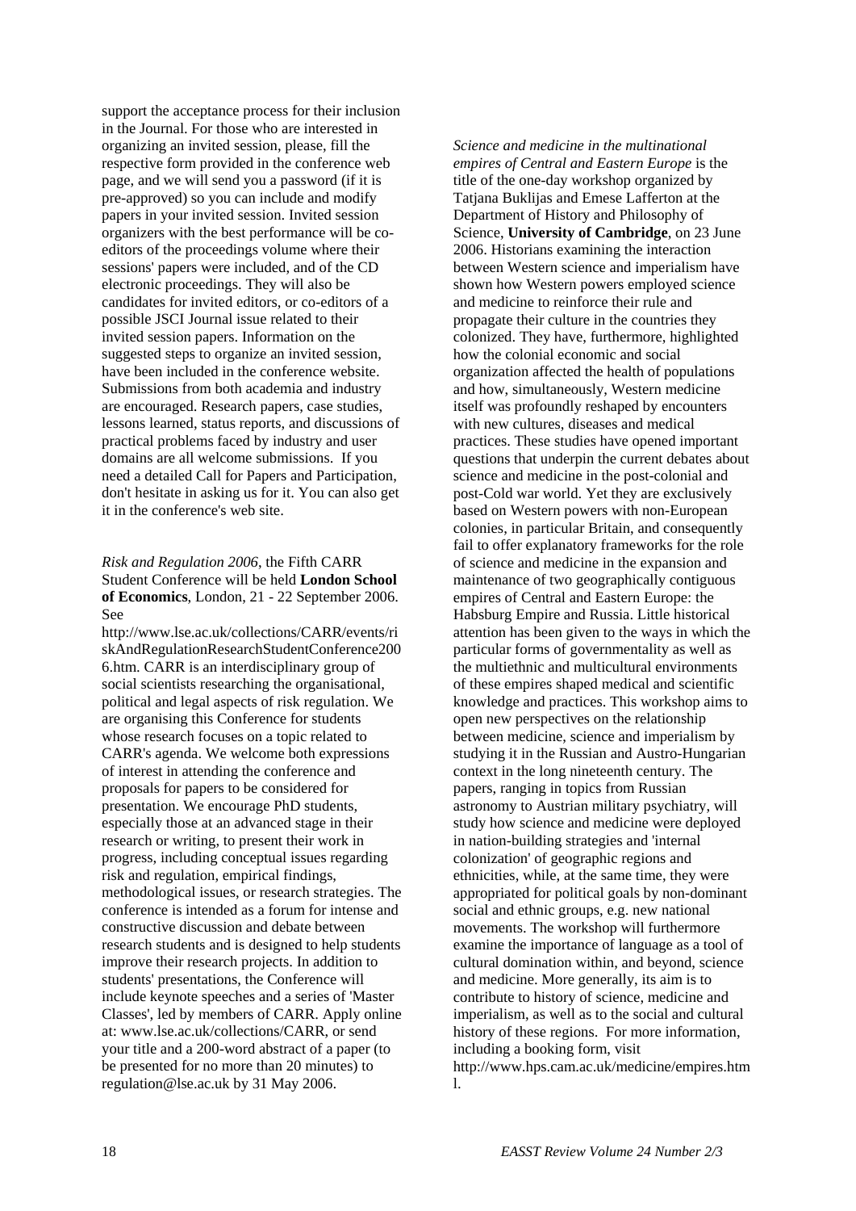support the acceptance process for their inclusion in the Journal. For those who are interested in organizing an invited session, please, fill the respective form provided in the conference web page, and we will send you a password (if it is pre-approved) so you can include and modify papers in your invited session. Invited session organizers with the best performance will be co-editors of the proceedings volume where their sessions' papers were included, and of the CD electronic proceedings. They will also be candidates for invited editors, or co-editors of a possible JSCI Journal issue related to their invited session papers. Information on the suggested steps to organize an invited session, have been included in the conference website. Submissions from both academia and industry are encouraged. Research papers, case studies, lessons learned, status reports, and discussions of practical problems faced by industry and user domains are all welcome submissions. If you need a detailed Call for Papers and Participation, don't hesitate in asking us for it. You can also get it in the conference's web site.

*Risk and Regulation 2006*, the Fifth CARR Student Conference will be held **London School of Economics**, London, 21 - 22 September 2006. See http://www.lse.ac.uk/collections/CARR/events/riskAndRegulationResearchStudentConference2006.htm. CARR is an interdisciplinary group of social scientists researching the organisational, political and legal aspects of risk regulation. We are organising this Conference for students whose research focuses on a topic related to CARR's agenda. We welcome both expressions of interest in attending the conference and proposals for papers to be considered for presentation. We encourage PhD students, especially those at an advanced stage in their research or writing, to present their work in progress, including conceptual issues regarding risk and regulation, empirical findings, methodological issues, or research strategies. The conference is intended as a forum for intense and constructive discussion and debate between research students and is designed to help students improve their research projects. In addition to students' presentations, the Conference will include keynote speeches and a series of 'Master Classes', led by members of CARR. Apply online at: www.lse.ac.uk/collections/CARR, or send your title and a 200-word abstract of a paper (to be presented for no more than 20 minutes) to regulation@lse.ac.uk by 31 May 2006.

*Science and medicine in the multinational empires of Central and Eastern Europe* is the title of the one-day workshop organized by Tatjana Buklijas and Emese Lafferton at the Department of History and Philosophy of Science, **University of Cambridge**, on 23 June 2006. Historians examining the interaction between Western science and imperialism have shown how Western powers employed science and medicine to reinforce their rule and propagate their culture in the countries they colonized. They have, furthermore, highlighted how the colonial economic and social organization affected the health of populations and how, simultaneously, Western medicine itself was profoundly reshaped by encounters with new cultures, diseases and medical practices. These studies have opened important questions that underpin the current debates about science and medicine in the post-colonial and post-Cold war world. Yet they are exclusively based on Western powers with non-European colonies, in particular Britain, and consequently fail to offer explanatory frameworks for the role of science and medicine in the expansion and maintenance of two geographically contiguous empires of Central and Eastern Europe: the Habsburg Empire and Russia. Little historical attention has been given to the ways in which the particular forms of governmentality as well as the multiethnic and multicultural environments of these empires shaped medical and scientific knowledge and practices. This workshop aims to open new perspectives on the relationship between medicine, science and imperialism by studying it in the Russian and Austro-Hungarian context in the long nineteenth century. The papers, ranging in topics from Russian astronomy to Austrian military psychiatry, will study how science and medicine were deployed in nation-building strategies and 'internal colonization' of geographic regions and ethnicities, while, at the same time, they were appropriated for political goals by non-dominant social and ethnic groups, e.g. new national movements. The workshop will furthermore examine the importance of language as a tool of cultural domination within, and beyond, science and medicine. More generally, its aim is to contribute to history of science, medicine and imperialism, as well as to the social and cultural history of these regions. For more information, including a booking form, visit http://www.hps.cam.ac.uk/medicine/empires.html.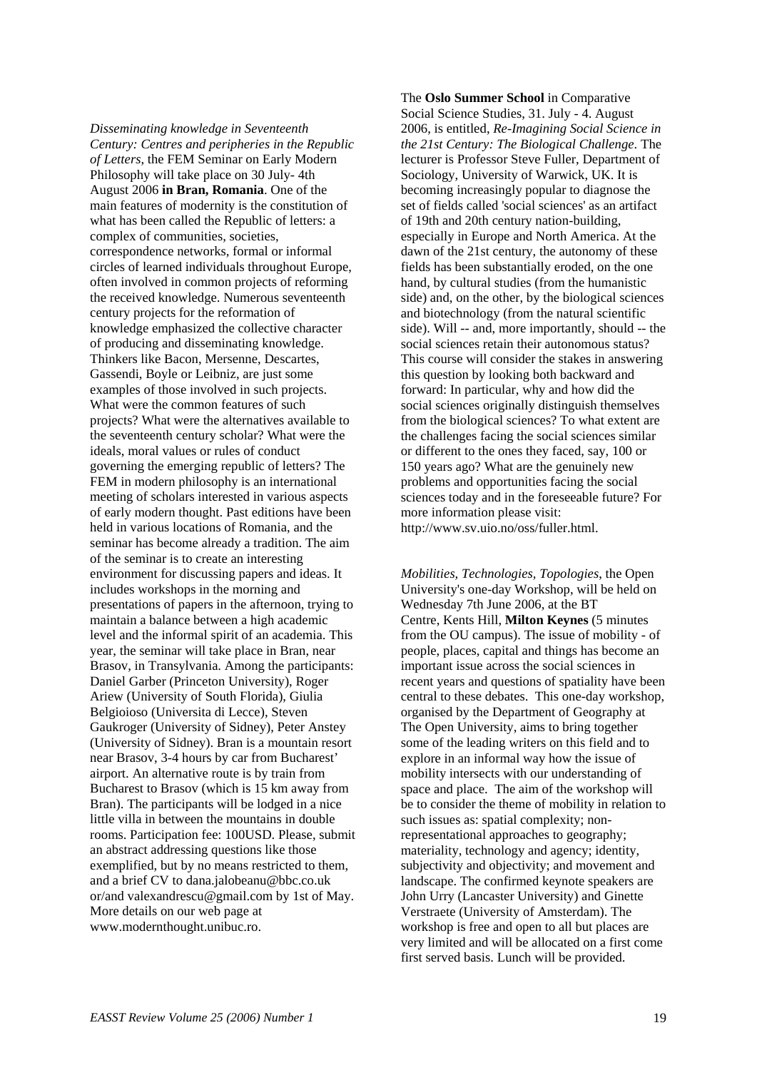*Disseminating knowledge in Seventeenth Century: Centres and peripheries in the Republic of Letters*, the FEM Seminar on Early Modern Philosophy will take place on 30 July- 4th August 2006 **in Bran, Romania**. One of the main features of modernity is the constitution of what has been called the Republic of letters: a complex of communities, societies, correspondence networks, formal or informal circles of learned individuals throughout Europe, often involved in common projects of reforming the received knowledge. Numerous seventeenth century projects for the reformation of knowledge emphasized the collective character of producing and disseminating knowledge. Thinkers like Bacon, Mersenne, Descartes, Gassendi, Boyle or Leibniz, are just some examples of those involved in such projects. What were the common features of such projects? What were the alternatives available to the seventeenth century scholar? What were the ideals, moral values or rules of conduct governing the emerging republic of letters? The FEM in modern philosophy is an international meeting of scholars interested in various aspects of early modern thought. Past editions have been held in various locations of Romania, and the seminar has become already a tradition. The aim of the seminar is to create an interesting environment for discussing papers and ideas. It includes workshops in the morning and presentations of papers in the afternoon, trying to maintain a balance between a high academic level and the informal spirit of an academia. This year, the seminar will take place in Bran, near Brasov, in Transylvania. Among the participants: Daniel Garber (Princeton University), Roger Ariew (University of South Florida), Giulia Belgioioso (Universita di Lecce), Steven Gaukroger (University of Sidney), Peter Anstey (University of Sidney). Bran is a mountain resort near Brasov, 3-4 hours by car from Bucharest' airport. An alternative route is by train from Bucharest to Brasov (which is 15 km away from Bran). The participants will be lodged in a nice little villa in between the mountains in double rooms. Participation fee: 100USD. Please, submit an abstract addressing questions like those exemplified, but by no means restricted to them, and a brief CV to dana.jalobeanu@bbc.co.uk or/and valexandrescu@gmail.com by 1st of May. More details on our web page at www.modernthought.unibuc.ro.

The **Oslo Summer School** in Comparative Social Science Studies, 31. July - 4. August 2006, is entitled, *Re-Imagining Social Science in the 21st Century: The Biological Challenge*. The lecturer is Professor Steve Fuller, Department of Sociology, University of Warwick, UK. It is becoming increasingly popular to diagnose the set of fields called 'social sciences' as an artifact of 19th and 20th century nation-building, especially in Europe and North America. At the dawn of the 21st century, the autonomy of these fields has been substantially eroded, on the one hand, by cultural studies (from the humanistic side) and, on the other, by the biological sciences and biotechnology (from the natural scientific side). Will -- and, more importantly, should -- the social sciences retain their autonomous status? This course will consider the stakes in answering this question by looking both backward and forward: In particular, why and how did the social sciences originally distinguish themselves from the biological sciences? To what extent are the challenges facing the social sciences similar or different to the ones they faced, say, 100 or 150 years ago? What are the genuinely new problems and opportunities facing the social sciences today and in the foreseeable future? For more information please visit: http://www.sv.uio.no/oss/fuller.html.

*Mobilities, Technologies, Topologies*, the Open University's one-day Workshop, will be held on Wednesday 7th June 2006, at the BT Centre, Kents Hill, **Milton Keynes** (5 minutes from the OU campus). The issue of mobility - of people, places, capital and things has become an important issue across the social sciences in recent years and questions of spatiality have been central to these debates. This one-day workshop, organised by the Department of Geography at The Open University, aims to bring together some of the leading writers on this field and to explore in an informal way how the issue of mobility intersects with our understanding of space and place. The aim of the workshop will be to consider the theme of mobility in relation to such issues as: spatial complexity; non-representational approaches to geography; materiality, technology and agency; identity, subjectivity and objectivity; and movement and landscape. The confirmed keynote speakers are John Urry (Lancaster University) and Ginette Verstraete (University of Amsterdam). The workshop is free and open to all but places are very limited and will be allocated on a first come first served basis. Lunch will be provided.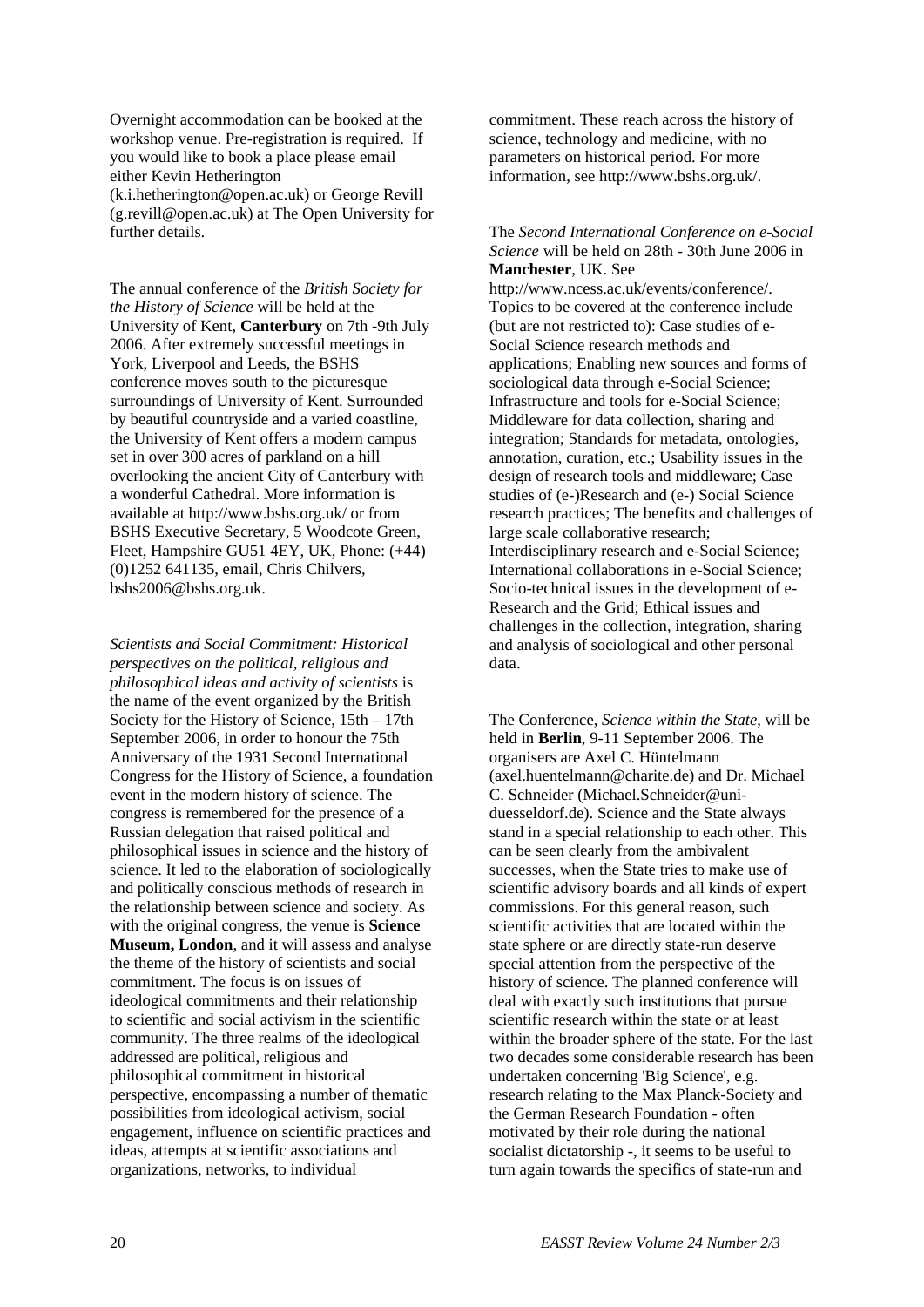Overnight accommodation can be booked at the workshop venue. Pre-registration is required. If you would like to book a place please email either Kevin Hetherington (k.i.hetherington@open.ac.uk) or George Revill (g.revill@open.ac.uk) at The Open University for further details.

The annual conference of the *British Society for the History of Science* will be held at the University of Kent, **Canterbury** on 7th -9th July 2006. After extremely successful meetings in York, Liverpool and Leeds, the BSHS conference moves south to the picturesque surroundings of University of Kent. Surrounded by beautiful countryside and a varied coastline, the University of Kent offers a modern campus set in over 300 acres of parkland on a hill overlooking the ancient City of Canterbury with a wonderful Cathedral. More information is available at http://www.bshs.org.uk/ or from BSHS Executive Secretary, 5 Woodcote Green, Fleet, Hampshire GU51 4EY, UK, Phone: (+44) (0)1252 641135, email, Chris Chilvers, bshs2006@bshs.org.uk.

*Scientists and Social Commitment: Historical perspectives on the political, religious and philosophical ideas and activity of scientists* is the name of the event organized by the British Society for the History of Science, 15th – 17th September 2006, in order to honour the 75th Anniversary of the 1931 Second International Congress for the History of Science, a foundation event in the modern history of science. The congress is remembered for the presence of a Russian delegation that raised political and philosophical issues in science and the history of science. It led to the elaboration of sociologically and politically conscious methods of research in the relationship between science and society. As with the original congress, the venue is **Science Museum, London**, and it will assess and analyse the theme of the history of scientists and social commitment. The focus is on issues of ideological commitments and their relationship to scientific and social activism in the scientific community. The three realms of the ideological addressed are political, religious and philosophical commitment in historical perspective, encompassing a number of thematic possibilities from ideological activism, social engagement, influence on scientific practices and ideas, attempts at scientific associations and organizations, networks, to individual commitment. These reach across the history of science, technology and medicine, with no parameters on historical period. For more information, see http://www.bshs.org.uk/.

The *Second International Conference on e-Social Science* will be held on 28th - 30th June 2006 in **Manchester**, UK. See http://www.ncess.ac.uk/events/conference/. Topics to be covered at the conference include (but are not restricted to): Case studies of e-Social Science research methods and applications; Enabling new sources and forms of sociological data through e-Social Science; Infrastructure and tools for e-Social Science; Middleware for data collection, sharing and integration; Standards for metadata, ontologies, annotation, curation, etc.; Usability issues in the design of research tools and middleware; Case studies of (e-)Research and (e-) Social Science research practices; The benefits and challenges of large scale collaborative research; Interdisciplinary research and e-Social Science; International collaborations in e-Social Science; Socio-technical issues in the development of e-Research and the Grid; Ethical issues and challenges in the collection, integration, sharing and analysis of sociological and other personal data.

The Conference, *Science within the State*, will be held in **Berlin**, 9-11 September 2006. The organisers are Axel C. Hüntelmann (axel.huentelmann@charite.de) and Dr. Michael C. Schneider (Michael.Schneider@uni-duesseldorf.de). Science and the State always stand in a special relationship to each other. This can be seen clearly from the ambivalent successes, when the State tries to make use of scientific advisory boards and all kinds of expert commissions. For this general reason, such scientific activities that are located within the state sphere or are directly state-run deserve special attention from the perspective of the history of science. The planned conference will deal with exactly such institutions that pursue scientific research within the state or at least within the broader sphere of the state. For the last two decades some considerable research has been undertaken concerning 'Big Science', e.g. research relating to the Max Planck-Society and the German Research Foundation - often motivated by their role during the national socialist dictatorship -, it seems to be useful to turn again towards the specifics of state-run and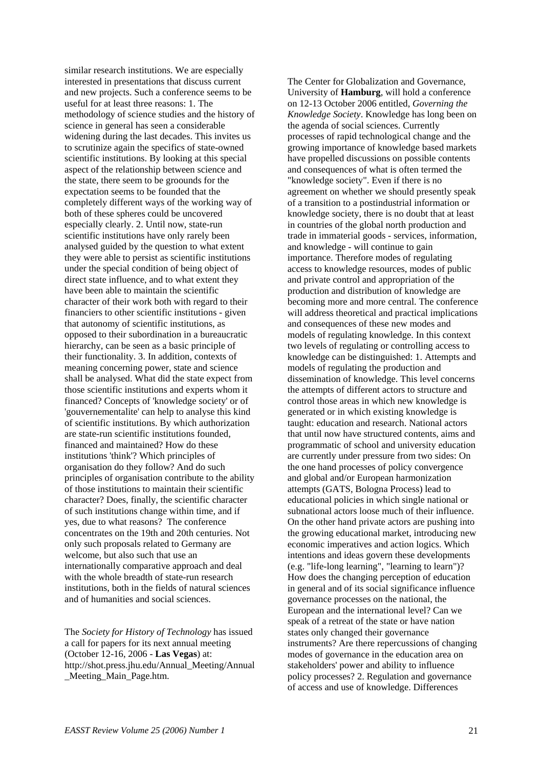similar research institutions. We are especially interested in presentations that discuss current and new projects. Such a conference seems to be useful for at least three reasons: 1. The methodology of science studies and the history of science in general has seen a considerable widening during the last decades. This invites us to scrutinize again the specifics of state-owned scientific institutions. By looking at this special aspect of the relationship between science and the state, there seem to be groounds for the expectation seems to be founded that the completely different ways of the working way of both of these spheres could be uncovered especially clearly. 2. Until now, state-run scientific institutions have only rarely been analysed guided by the question to what extent they were able to persist as scientific institutions under the special condition of being object of direct state influence, and to what extent they have been able to maintain the scientific character of their work both with regard to their financiers to other scientific institutions - given that autonomy of scientific institutions, as opposed to their subordination in a bureaucratic hierarchy, can be seen as a basic principle of their functionality. 3. In addition, contexts of meaning concerning power, state and science shall be analysed. What did the state expect from those scientific institutions and experts whom it financed? Concepts of 'knowledge society' or of 'gouvernementalite' can help to analyse this kind of scientific institutions. By which authorization are state-run scientific institutions founded, financed and maintained? How do these institutions 'think'? Which principles of organisation do they follow? And do such principles of organisation contribute to the ability of those institutions to maintain their scientific character? Does, finally, the scientific character of such institutions change within time, and if yes, due to what reasons? The conference concentrates on the 19th and 20th centuries. Not only such proposals related to Germany are welcome, but also such that use an internationally comparative approach and deal with the whole breadth of state-run research institutions, both in the fields of natural sciences and of humanities and social sciences.

The *Society for History of Technology* has issued a call for papers for its next annual meeting (October 12-16, 2006 - **Las Vegas**) at: http://shot.press.jhu.edu/Annual_Meeting/Annual_Meeting_Main_Page.htm.

The Center for Globalization and Governance, University of **Hamburg**, will hold a conference on 12-13 October 2006 entitled, *Governing the Knowledge Society*. Knowledge has long been on the agenda of social sciences. Currently processes of rapid technological change and the growing importance of knowledge based markets have propelled discussions on possible contents and consequences of what is often termed the "knowledge society". Even if there is no agreement on whether we should presently speak of a transition to a postindustrial information or knowledge society, there is no doubt that at least in countries of the global north production and trade in immaterial goods - services, information, and knowledge - will continue to gain importance. Therefore modes of regulating access to knowledge resources, modes of public and private control and appropriation of the production and distribution of knowledge are becoming more and more central. The conference will address theoretical and practical implications and consequences of these new modes and models of regulating knowledge. In this context two levels of regulating or controlling access to knowledge can be distinguished: 1. Attempts and models of regulating the production and dissemination of knowledge. This level concerns the attempts of different actors to structure and control those areas in which new knowledge is generated or in which existing knowledge is taught: education and research. National actors that until now have structured contents, aims and programmatic of school and university education are currently under pressure from two sides: On the one hand processes of policy convergence and global and/or European harmonization attempts (GATS, Bologna Process) lead to educational policies in which single national or subnational actors loose much of their influence. On the other hand private actors are pushing into the growing educational market, introducing new economic imperatives and action logics. Which intentions and ideas govern these developments (e.g. "life-long learning", "learning to learn")? How does the changing perception of education in general and of its social significance influence governance processes on the national, the European and the international level? Can we speak of a retreat of the state or have nation states only changed their governance instruments? Are there repercussions of changing modes of governance in the education area on stakeholders' power and ability to influence policy processes? 2. Regulation and governance of access and use of knowledge. Differences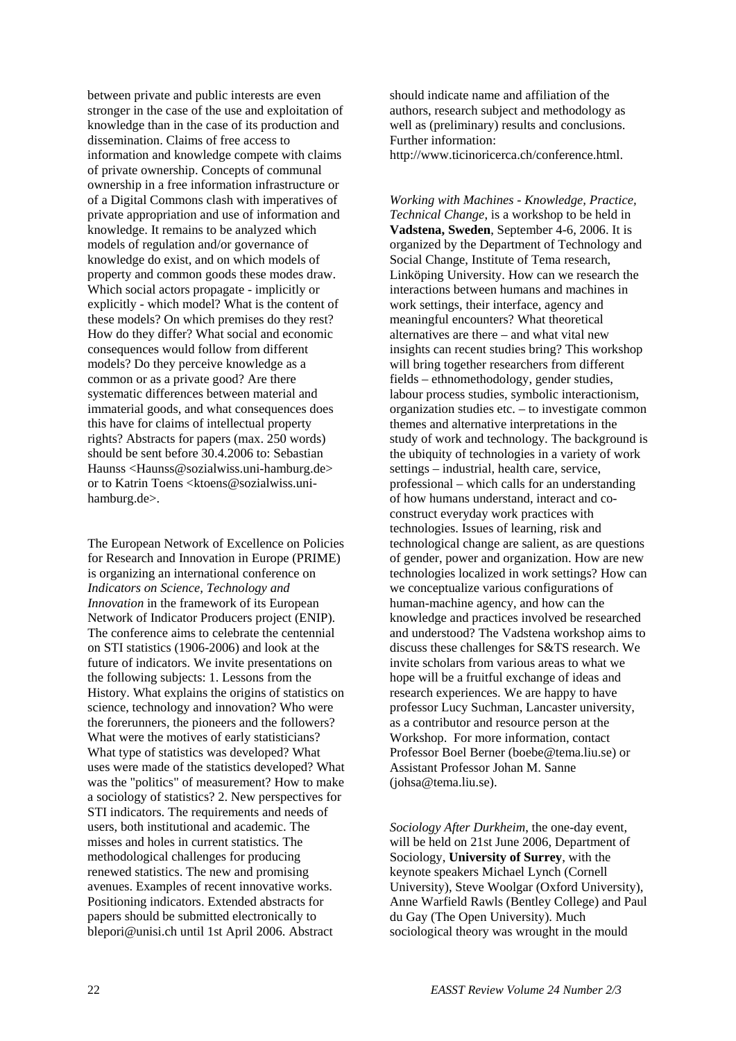between private and public interests are even stronger in the case of the use and exploitation of knowledge than in the case of its production and dissemination. Claims of free access to information and knowledge compete with claims of private ownership. Concepts of communal ownership in a free information infrastructure or of a Digital Commons clash with imperatives of private appropriation and use of information and knowledge. It remains to be analyzed which models of regulation and/or governance of knowledge do exist, and on which models of property and common goods these modes draw. Which social actors propagate - implicitly or explicitly - which model? What is the content of these models? On which premises do they rest? How do they differ? What social and economic consequences would follow from different models? Do they perceive knowledge as a common or as a private good? Are there systematic differences between material and immaterial goods, and what consequences does this have for claims of intellectual property rights? Abstracts for papers (max. 250 words) should be sent before 30.4.2006 to: Sebastian Haunss <Haunss@sozialwiss.uni-hamburg.de> or to Katrin Toens <ktoens@sozialwiss.uni-hamburg.de>.

The European Network of Excellence on Policies for Research and Innovation in Europe (PRIME) is organizing an international conference on *Indicators on Science, Technology and Innovation* in the framework of its European Network of Indicator Producers project (ENIP). The conference aims to celebrate the centennial on STI statistics (1906-2006) and look at the future of indicators. We invite presentations on the following subjects: 1. Lessons from the History. What explains the origins of statistics on science, technology and innovation? Who were the forerunners, the pioneers and the followers? What were the motives of early statisticians? What type of statistics was developed? What uses were made of the statistics developed? What was the "politics" of measurement? How to make a sociology of statistics? 2. New perspectives for STI indicators. The requirements and needs of users, both institutional and academic. The misses and holes in current statistics. The methodological challenges for producing renewed statistics. The new and promising avenues. Examples of recent innovative works. Positioning indicators. Extended abstracts for papers should be submitted electronically to blepori@unisi.ch until 1st April 2006. Abstract should indicate name and affiliation of the authors, research subject and methodology as well as (preliminary) results and conclusions. Further information: http://www.ticinoricerca.ch/conference.html.

*Working with Machines - Knowledge, Practice, Technical Change*, is a workshop to be held in **Vadstena, Sweden**, September 4-6, 2006. It is organized by the Department of Technology and Social Change, Institute of Tema research, Linköping University. How can we research the interactions between humans and machines in work settings, their interface, agency and meaningful encounters? What theoretical alternatives are there – and what vital new insights can recent studies bring? This workshop will bring together researchers from different fields – ethnomethodology, gender studies, labour process studies, symbolic interactionism, organization studies etc. – to investigate common themes and alternative interpretations in the study of work and technology. The background is the ubiquity of technologies in a variety of work settings – industrial, health care, service, professional – which calls for an understanding of how humans understand, interact and co-construct everyday work practices with technologies. Issues of learning, risk and technological change are salient, as are questions of gender, power and organization. How are new technologies localized in work settings? How can we conceptualize various configurations of human-machine agency, and how can the knowledge and practices involved be researched and understood? The Vadstena workshop aims to discuss these challenges for S&TS research. We invite scholars from various areas to what we hope will be a fruitful exchange of ideas and research experiences. We are happy to have professor Lucy Suchman, Lancaster university, as a contributor and resource person at the Workshop. For more information, contact Professor Boel Berner (boebe@tema.liu.se) or Assistant Professor Johan M. Sanne (johsa@tema.liu.se).

*Sociology After Durkheim*, the one-day event, will be held on 21st June 2006, Department of Sociology, **University of Surrey**, with the keynote speakers Michael Lynch (Cornell University), Steve Woolgar (Oxford University), Anne Warfield Rawls (Bentley College) and Paul du Gay (The Open University). Much sociological theory was wrought in the mould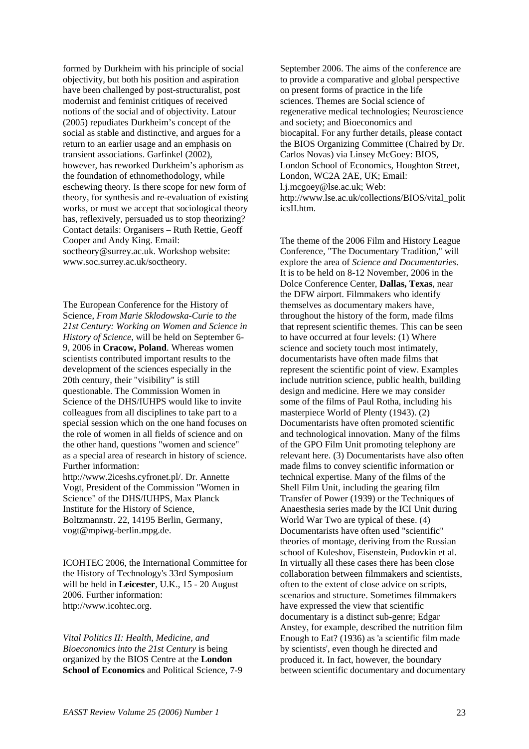formed by Durkheim with his principle of social objectivity, but both his position and aspiration have been challenged by post-structuralist, post modernist and feminist critiques of received notions of the social and of objectivity. Latour (2005) repudiates Durkheim's concept of the social as stable and distinctive, and argues for a return to an earlier usage and an emphasis on transient associations. Garfinkel (2002), however, has reworked Durkheim's aphorism as the foundation of ethnomethodology, while eschewing theory. Is there scope for new form of theory, for synthesis and re-evaluation of existing works, or must we accept that sociological theory has, reflexively, persuaded us to stop theorizing? Contact details: Organisers – Ruth Rettie, Geoff Cooper and Andy King. Email: soctheory@surrey.ac.uk. Workshop website: www.soc.surrey.ac.uk/soctheory.

The European Conference for the History of Science, *From Marie Sklodowska-Curie to the 21st Century: Working on Women and Science in History of Science*, will be held on September 6-9, 2006 in **Cracow, Poland**. Whereas women scientists contributed important results to the development of the sciences especially in the 20th century, their "visibility" is still questionable. The Commission Women in Science of the DHS/IUHPS would like to invite colleagues from all disciplines to take part to a special session which on the one hand focuses on the role of women in all fields of science and on the other hand, questions "women and science" as a special area of research in history of science. Further information: http://www.2iceshs.cyfronet.pl/. Dr. Annette Vogt, President of the Commission "Women in Science" of the DHS/IUHPS, Max Planck Institute for the History of Science, Boltzmannstr. 22, 14195 Berlin, Germany, vogt@mpiwg-berlin.mpg.de.

ICOHTEC 2006, the International Committee for the History of Technology's 33rd Symposium will be held in **Leicester**, U.K., 15 - 20 August 2006. Further information: http://www.icohtec.org.

*Vital Politics II: Health, Medicine, and Bioeconomics into the 21st Century* is being organized by the BIOS Centre at the **London School of Economics** and Political Science, 7-9 September 2006. The aims of the conference are to provide a comparative and global perspective on present forms of practice in the life sciences. Themes are Social science of regenerative medical technologies; Neuroscience and society; and Bioeconomics and biocapital. For any further details, please contact the BIOS Organizing Committee (Chaired by Dr. Carlos Novas) via Linsey McGoey: BIOS, London School of Economics, Houghton Street, London, WC2A 2AE, UK; Email: l.j.mcgoey@lse.ac.uk; Web: http://www.lse.ac.uk/collections/BIOS/vital_politicsII.htm.

The theme of the 2006 Film and History League Conference, "The Documentary Tradition," will explore the area of *Science and Documentaries*. It is to be held on 8-12 November, 2006 in the Dolce Conference Center, **Dallas, Texas**, near the DFW airport. Filmmakers who identify themselves as documentary makers have, throughout the history of the form, made films that represent scientific themes. This can be seen to have occurred at four levels: (1) Where science and society touch most intimately, documentarists have often made films that represent the scientific point of view. Examples include nutrition science, public health, building design and medicine. Here we may consider some of the films of Paul Rotha, including his masterpiece World of Plenty (1943). (2) Documentarists have often promoted scientific and technological innovation. Many of the films of the GPO Film Unit promoting telephony are relevant here. (3) Documentarists have also often made films to convey scientific information or technical expertise. Many of the films of the Shell Film Unit, including the gearing film Transfer of Power (1939) or the Techniques of Anaesthesia series made by the ICI Unit during World War Two are typical of these. (4) Documentarists have often used "scientific" theories of montage, deriving from the Russian school of Kuleshov, Eisenstein, Pudovkin et al. In virtually all these cases there has been close collaboration between filmmakers and scientists, often to the extent of close advice on scripts, scenarios and structure. Sometimes filmmakers have expressed the view that scientific documentary is a distinct sub-genre; Edgar Anstey, for example, described the nutrition film Enough to Eat? (1936) as 'a scientific film made by scientists', even though he directed and produced it. In fact, however, the boundary between scientific documentary and documentary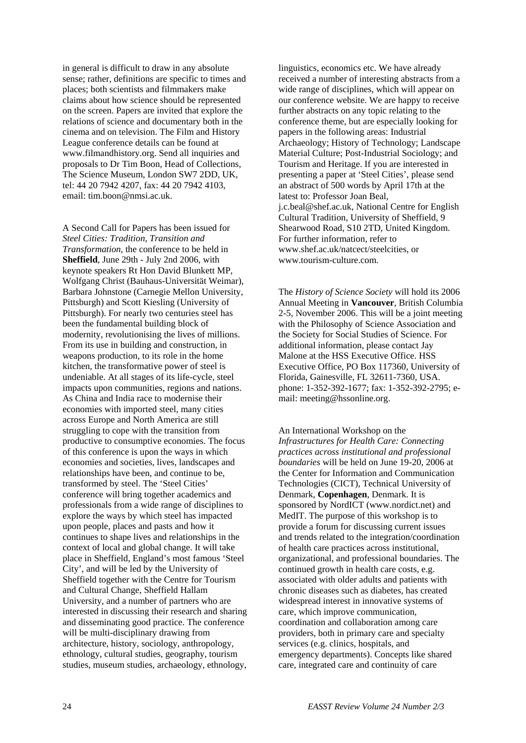in general is difficult to draw in any absolute sense; rather, definitions are specific to times and places; both scientists and filmmakers make claims about how science should be represented on the screen. Papers are invited that explore the relations of science and documentary both in the cinema and on television. The Film and History League conference details can be found at www.filmandhistory.org. Send all inquiries and proposals to Dr Tim Boon, Head of Collections, The Science Museum, London SW7 2DD, UK, tel: 44 20 7942 4207, fax: 44 20 7942 4103, email: tim.boon@nmsi.ac.uk.

A Second Call for Papers has been issued for *Steel Cities: Tradition, Transition and Transformation*, the conference to be held in **Sheffield**, June 29th - July 2nd 2006, with keynote speakers Rt Hon David Blunkett MP, Wolfgang Christ (Bauhaus-Universität Weimar), Barbara Johnstone (Carnegie Mellon University, Pittsburgh) and Scott Kiesling (University of Pittsburgh). For nearly two centuries steel has been the fundamental building block of modernity, revolutionising the lives of millions. From its use in building and construction, in weapons production, to its role in the home kitchen, the transformative power of steel is undeniable. At all stages of its life-cycle, steel impacts upon communities, regions and nations. As China and India race to modernise their economies with imported steel, many cities across Europe and North America are still struggling to cope with the transition from productive to consumptive economies. The focus of this conference is upon the ways in which economies and societies, lives, landscapes and relationships have been, and continue to be, transformed by steel. The 'Steel Cities' conference will bring together academics and professionals from a wide range of disciplines to explore the ways by which steel has impacted upon people, places and pasts and how it continues to shape lives and relationships in the context of local and global change. It will take place in Sheffield, England's most famous 'Steel City', and will be led by the University of Sheffield together with the Centre for Tourism and Cultural Change, Sheffield Hallam University, and a number of partners who are interested in discussing their research and sharing and disseminating good practice. The conference will be multi-disciplinary drawing from architecture, history, sociology, anthropology, ethnology, cultural studies, geography, tourism studies, museum studies, archaeology, ethnology, linguistics, economics etc. We have already received a number of interesting abstracts from a wide range of disciplines, which will appear on our conference website. We are happy to receive further abstracts on any topic relating to the conference theme, but are especially looking for papers in the following areas: Industrial Archaeology; History of Technology; Landscape Material Culture; Post-Industrial Sociology; and Tourism and Heritage. If you are interested in presenting a paper at 'Steel Cities', please send an abstract of 500 words by April 17th at the latest to: Professor Joan Beal, j.c.beal@shef.ac.uk, National Centre for English Cultural Tradition, University of Sheffield, 9 Shearwood Road, S10 2TD, United Kingdom. For further information, refer to www.shef.ac.uk/natcect/steelcities, or www.tourism-culture.com.

The *History of Science Society* will hold its 2006 Annual Meeting in **Vancouver**, British Columbia 2-5, November 2006. This will be a joint meeting with the Philosophy of Science Association and the Society for Social Studies of Science. For additional information, please contact Jay Malone at the HSS Executive Office. HSS Executive Office, PO Box 117360, University of Florida, Gainesville, FL 32611-7360, USA. phone: 1-352-392-1677; fax: 1-352-392-2795; e-mail: meeting@hssonline.org.

An International Workshop on the *Infrastructures for Health Care: Connecting practices across institutional and professional boundaries* will be held on June 19-20, 2006 at the Center for Information and Communication Technologies (CICT), Technical University of Denmark, **Copenhagen**, Denmark. It is sponsored by NordICT (www.nordict.net) and MedIT. The purpose of this workshop is to provide a forum for discussing current issues and trends related to the integration/coordination of health care practices across institutional, organizational, and professional boundaries. The continued growth in health care costs, e.g. associated with older adults and patients with chronic diseases such as diabetes, has created widespread interest in innovative systems of care, which improve communication, coordination and collaboration among care providers, both in primary care and specialty services (e.g. clinics, hospitals, and emergency departments). Concepts like shared care, integrated care and continuity of care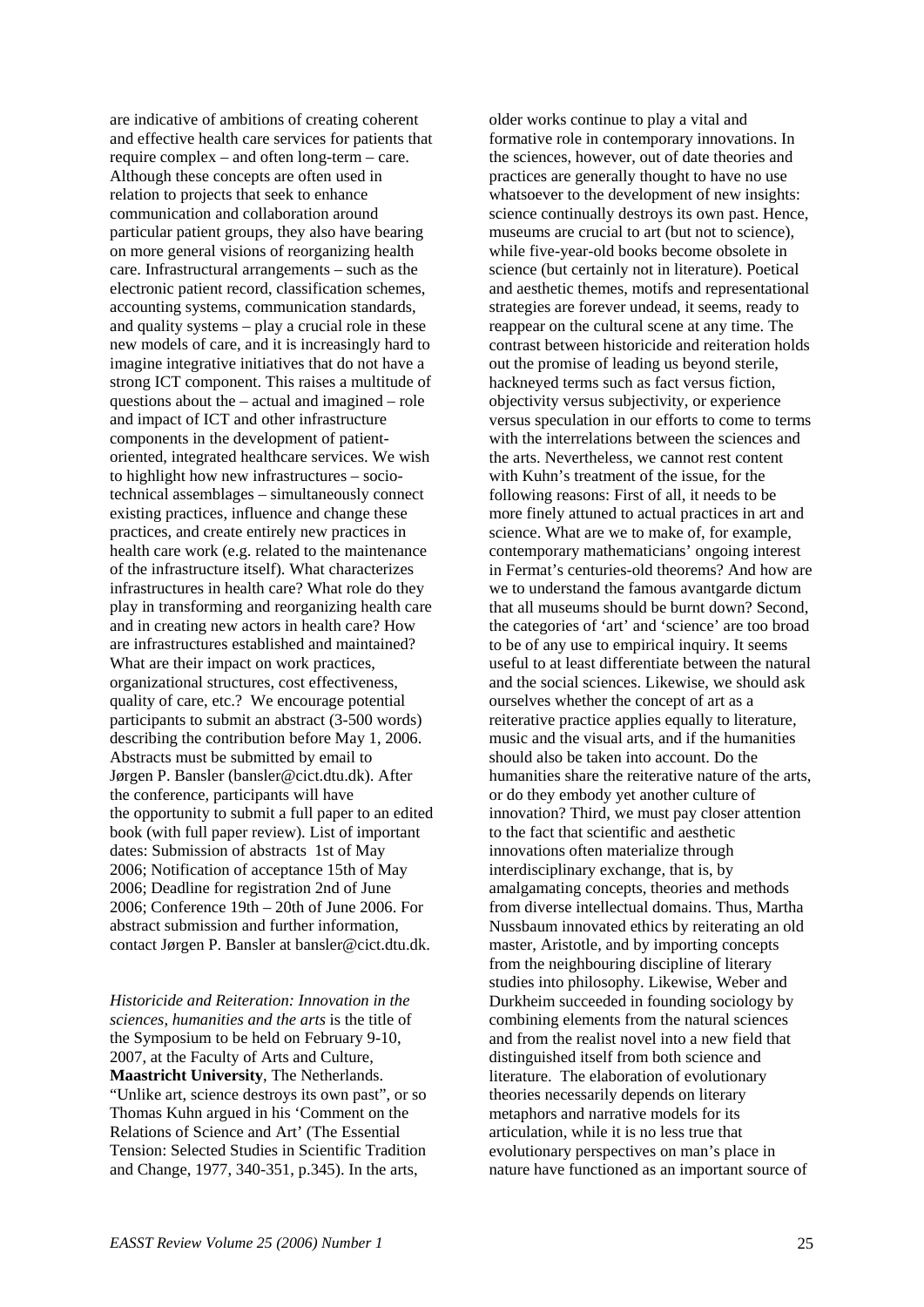are indicative of ambitions of creating coherent and effective health care services for patients that require complex – and often long-term – care. Although these concepts are often used in relation to projects that seek to enhance communication and collaboration around particular patient groups, they also have bearing on more general visions of reorganizing health care. Infrastructural arrangements – such as the electronic patient record, classification schemes, accounting systems, communication standards, and quality systems – play a crucial role in these new models of care, and it is increasingly hard to imagine integrative initiatives that do not have a strong ICT component. This raises a multitude of questions about the – actual and imagined – role and impact of ICT and other infrastructure components in the development of patient-oriented, integrated healthcare services. We wish to highlight how new infrastructures – socio-technical assemblages – simultaneously connect existing practices, influence and change these practices, and create entirely new practices in health care work (e.g. related to the maintenance of the infrastructure itself). What characterizes infrastructures in health care? What role do they play in transforming and reorganizing health care and in creating new actors in health care? How are infrastructures established and maintained? What are their impact on work practices, organizational structures, cost effectiveness, quality of care, etc.? We encourage potential participants to submit an abstract (3-500 words) describing the contribution before May 1, 2006. Abstracts must be submitted by email to Jørgen P. Bansler (bansler@cict.dtu.dk). After the conference, participants will have the opportunity to submit a full paper to an edited book (with full paper review). List of important dates: Submission of abstracts 1st of May 2006; Notification of acceptance 15th of May 2006; Deadline for registration 2nd of June 2006; Conference 19th – 20th of June 2006. For abstract submission and further information, contact Jørgen P. Bansler at bansler@cict.dtu.dk.

*Historicide and Reiteration: Innovation in the sciences, humanities and the arts* is the title of the Symposium to be held on February 9-10, 2007, at the Faculty of Arts and Culture, **Maastricht University**, The Netherlands. "Unlike art, science destroys its own past", or so Thomas Kuhn argued in his 'Comment on the Relations of Science and Art' (The Essential Tension: Selected Studies in Scientific Tradition and Change, 1977, 340-351, p.345). In the arts, older works continue to play a vital and formative role in contemporary innovations. In the sciences, however, out of date theories and practices are generally thought to have no use whatsoever to the development of new insights: science continually destroys its own past. Hence, museums are crucial to art (but not to science), while five-year-old books become obsolete in science (but certainly not in literature). Poetical and aesthetic themes, motifs and representational strategies are forever undead, it seems, ready to reappear on the cultural scene at any time. The contrast between historicide and reiteration holds out the promise of leading us beyond sterile, hackneyed terms such as fact versus fiction, objectivity versus subjectivity, or experience versus speculation in our efforts to come to terms with the interrelations between the sciences and the arts. Nevertheless, we cannot rest content with Kuhn's treatment of the issue, for the following reasons: First of all, it needs to be more finely attuned to actual practices in art and science. What are we to make of, for example, contemporary mathematicians' ongoing interest in Fermat's centuries-old theorems? And how are we to understand the famous avantgarde dictum that all museums should be burnt down? Second, the categories of 'art' and 'science' are too broad to be of any use to empirical inquiry. It seems useful to at least differentiate between the natural and the social sciences. Likewise, we should ask ourselves whether the concept of art as a reiterative practice applies equally to literature, music and the visual arts, and if the humanities should also be taken into account. Do the humanities share the reiterative nature of the arts, or do they embody yet another culture of innovation? Third, we must pay closer attention to the fact that scientific and aesthetic innovations often materialize through interdisciplinary exchange, that is, by amalgamating concepts, theories and methods from diverse intellectual domains. Thus, Martha Nussbaum innovated ethics by reiterating an old master, Aristotle, and by importing concepts from the neighbouring discipline of literary studies into philosophy. Likewise, Weber and Durkheim succeeded in founding sociology by combining elements from the natural sciences and from the realist novel into a new field that distinguished itself from both science and literature. The elaboration of evolutionary theories necessarily depends on literary metaphors and narrative models for its articulation, while it is no less true that evolutionary perspectives on man's place in nature have functioned as an important source of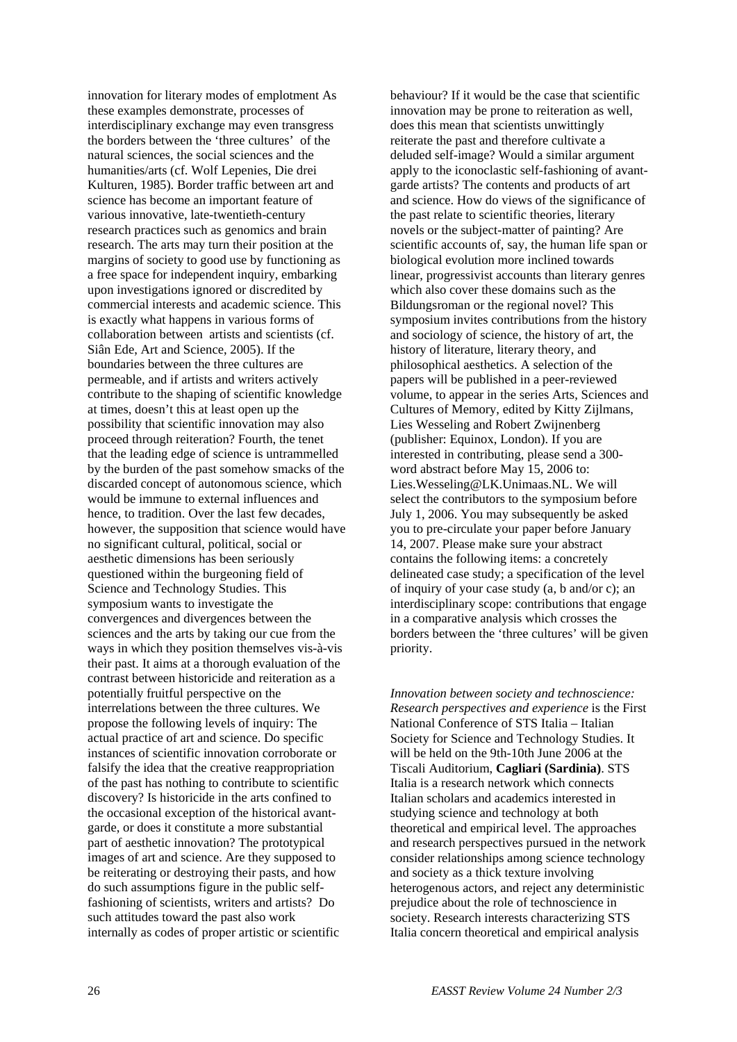innovation for literary modes of emplotment As these examples demonstrate, processes of interdisciplinary exchange may even transgress the borders between the 'three cultures' of the natural sciences, the social sciences and the humanities/arts (cf. Wolf Lepenies, Die drei Kulturen, 1985). Border traffic between art and science has become an important feature of various innovative, late-twentieth-century research practices such as genomics and brain research. The arts may turn their position at the margins of society to good use by functioning as a free space for independent inquiry, embarking upon investigations ignored or discredited by commercial interests and academic science. This is exactly what happens in various forms of collaboration between artists and scientists (cf. Siân Ede, Art and Science, 2005). If the boundaries between the three cultures are permeable, and if artists and writers actively contribute to the shaping of scientific knowledge at times, doesn't this at least open up the possibility that scientific innovation may also proceed through reiteration? Fourth, the tenet that the leading edge of science is untrammelled by the burden of the past somehow smacks of the discarded concept of autonomous science, which would be immune to external influences and hence, to tradition. Over the last few decades, however, the supposition that science would have no significant cultural, political, social or aesthetic dimensions has been seriously questioned within the burgeoning field of Science and Technology Studies. This symposium wants to investigate the convergences and divergences between the sciences and the arts by taking our cue from the ways in which they position themselves vis-à-vis their past. It aims at a thorough evaluation of the contrast between historicide and reiteration as a potentially fruitful perspective on the interrelations between the three cultures. We propose the following levels of inquiry: The actual practice of art and science. Do specific instances of scientific innovation corroborate or falsify the idea that the creative reappropriation of the past has nothing to contribute to scientific discovery? Is historicide in the arts confined to the occasional exception of the historical avant-garde, or does it constitute a more substantial part of aesthetic innovation? The prototypical images of art and science. Are they supposed to be reiterating or destroying their pasts, and how do such assumptions figure in the public self-fashioning of scientists, writers and artists? Do such attitudes toward the past also work internally as codes of proper artistic or scientific behaviour? If it would be the case that scientific innovation may be prone to reiteration as well, does this mean that scientists unwittingly reiterate the past and therefore cultivate a deluded self-image? Would a similar argument apply to the iconoclastic self-fashioning of avant-garde artists? The contents and products of art and science. How do views of the significance of the past relate to scientific theories, literary novels or the subject-matter of painting? Are scientific accounts of, say, the human life span or biological evolution more inclined towards linear, progressivist accounts than literary genres which also cover these domains such as the Bildungsroman or the regional novel? This symposium invites contributions from the history and sociology of science, the history of art, the history of literature, literary theory, and philosophical aesthetics. A selection of the papers will be published in a peer-reviewed volume, to appear in the series Arts, Sciences and Cultures of Memory, edited by Kitty Zijlmans, Lies Wesseling and Robert Zwijnenberg (publisher: Equinox, London). If you are interested in contributing, please send a 300-word abstract before May 15, 2006 to: Lies.Wesseling@LK.Unimaas.NL. We will select the contributors to the symposium before July 1, 2006. You may subsequently be asked you to pre-circulate your paper before January 14, 2007. Please make sure your abstract contains the following items: a concretely delineated case study; a specification of the level of inquiry of your case study (a, b and/or c); an interdisciplinary scope: contributions that engage in a comparative analysis which crosses the borders between the 'three cultures' will be given priority.

*Innovation between society and technoscience: Research perspectives and experience* is the First National Conference of STS Italia – Italian Society for Science and Technology Studies. It will be held on the 9th-10th June 2006 at the Tiscali Auditorium, **Cagliari (Sardinia)**. STS Italia is a research network which connects Italian scholars and academics interested in studying science and technology at both theoretical and empirical level. The approaches and research perspectives pursued in the network consider relationships among science technology and society as a thick texture involving heterogenous actors, and reject any deterministic prejudice about the role of technoscience in society. Research interests characterizing STS Italia concern theoretical and empirical analysis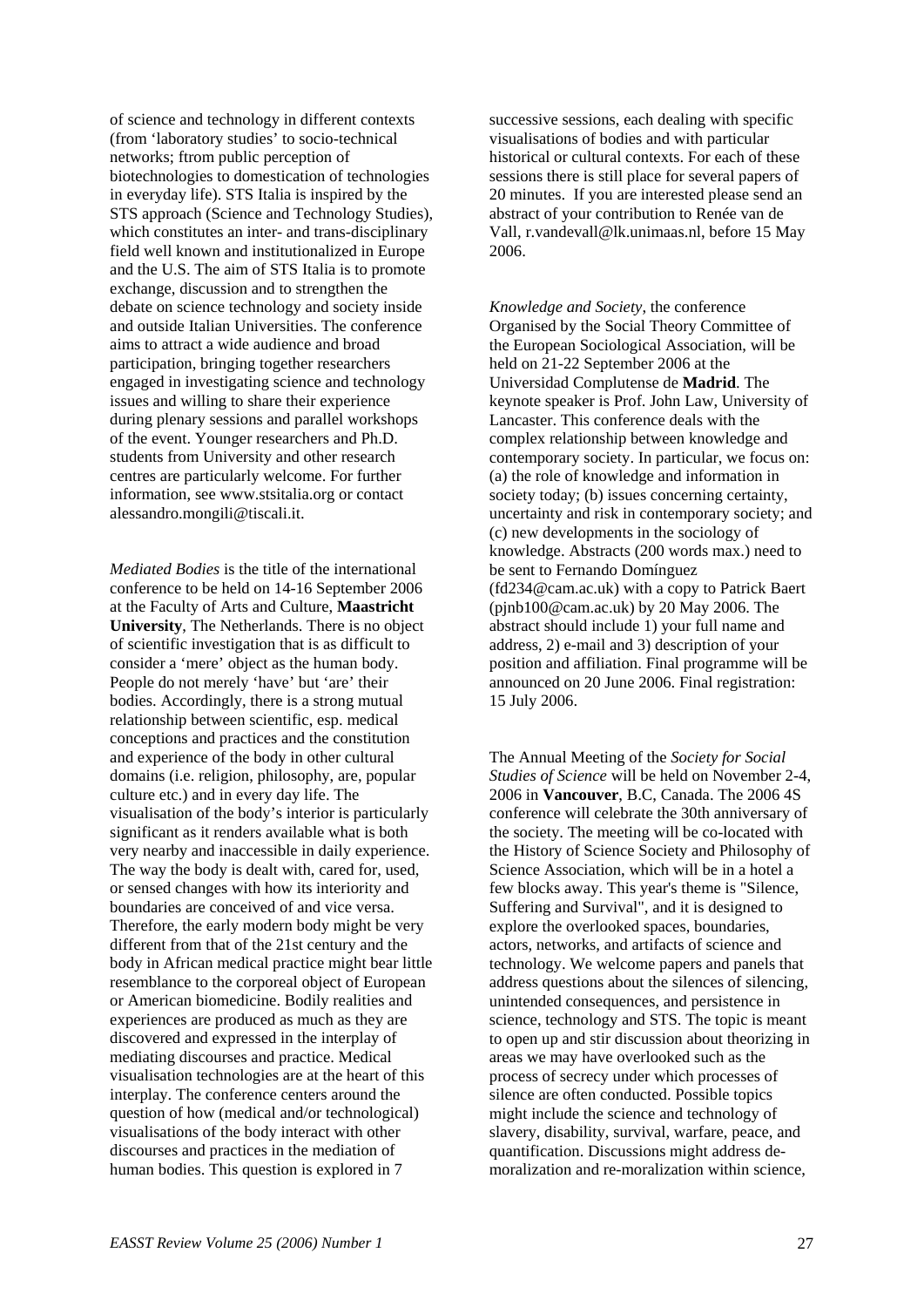of science and technology in different contexts (from 'laboratory studies' to socio-technical networks; ftrom public perception of biotechnologies to domestication of technologies in everyday life). STS Italia is inspired by the STS approach (Science and Technology Studies), which constitutes an inter- and trans-disciplinary field well known and institutionalized in Europe and the U.S. The aim of STS Italia is to promote exchange, discussion and to strengthen the debate on science technology and society inside and outside Italian Universities. The conference aims to attract a wide audience and broad participation, bringing together researchers engaged in investigating science and technology issues and willing to share their experience during plenary sessions and parallel workshops of the event. Younger researchers and Ph.D. students from University and other research centres are particularly welcome. For further information, see www.stsitalia.org or contact alessandro.mongili@tiscali.it.

*Mediated Bodies* is the title of the international conference to be held on 14-16 September 2006 at the Faculty of Arts and Culture, **Maastricht University**, The Netherlands. There is no object of scientific investigation that is as difficult to consider a 'mere' object as the human body. People do not merely 'have' but 'are' their bodies. Accordingly, there is a strong mutual relationship between scientific, esp. medical conceptions and practices and the constitution and experience of the body in other cultural domains (i.e. religion, philosophy, are, popular culture etc.) and in every day life. The visualisation of the body's interior is particularly significant as it renders available what is both very nearby and inaccessible in daily experience. The way the body is dealt with, cared for, used, or sensed changes with how its interiority and boundaries are conceived of and vice versa. Therefore, the early modern body might be very different from that of the 21st century and the body in African medical practice might bear little resemblance to the corporeal object of European or American biomedicine. Bodily realities and experiences are produced as much as they are discovered and expressed in the interplay of mediating discourses and practice. Medical visualisation technologies are at the heart of this interplay. The conference centers around the question of how (medical and/or technological) visualisations of the body interact with other discourses and practices in the mediation of human bodies. This question is explored in 7 successive sessions, each dealing with specific visualisations of bodies and with particular historical or cultural contexts. For each of these sessions there is still place for several papers of 20 minutes. If you are interested please send an abstract of your contribution to Renée van de Vall, r.vandevall@lk.unimaas.nl, before 15 May 2006.

*Knowledge and Society*, the conference Organised by the Social Theory Committee of the European Sociological Association, will be held on 21-22 September 2006 at the Universidad Complutense de **Madrid**. The keynote speaker is Prof. John Law, University of Lancaster. This conference deals with the complex relationship between knowledge and contemporary society. In particular, we focus on: (a) the role of knowledge and information in society today; (b) issues concerning certainty, uncertainty and risk in contemporary society; and (c) new developments in the sociology of knowledge. Abstracts (200 words max.) need to be sent to Fernando Domínguez (fd234@cam.ac.uk) with a copy to Patrick Baert (pjnb100@cam.ac.uk) by 20 May 2006. The abstract should include 1) your full name and address, 2) e-mail and 3) description of your position and affiliation. Final programme will be announced on 20 June 2006. Final registration: 15 July 2006.

The Annual Meeting of the *Society for Social Studies of Science* will be held on November 2-4, 2006 in **Vancouver**, B.C, Canada. The 2006 4S conference will celebrate the 30th anniversary of the society. The meeting will be co-located with the History of Science Society and Philosophy of Science Association, which will be in a hotel a few blocks away. This year's theme is "Silence, Suffering and Survival", and it is designed to explore the overlooked spaces, boundaries, actors, networks, and artifacts of science and technology. We welcome papers and panels that address questions about the silences of silencing, unintended consequences, and persistence in science, technology and STS. The topic is meant to open up and stir discussion about theorizing in areas we may have overlooked such as the process of secrecy under which processes of silence are often conducted. Possible topics might include the science and technology of slavery, disability, survival, warfare, peace, and quantification. Discussions might address de-moralization and re-moralization within science,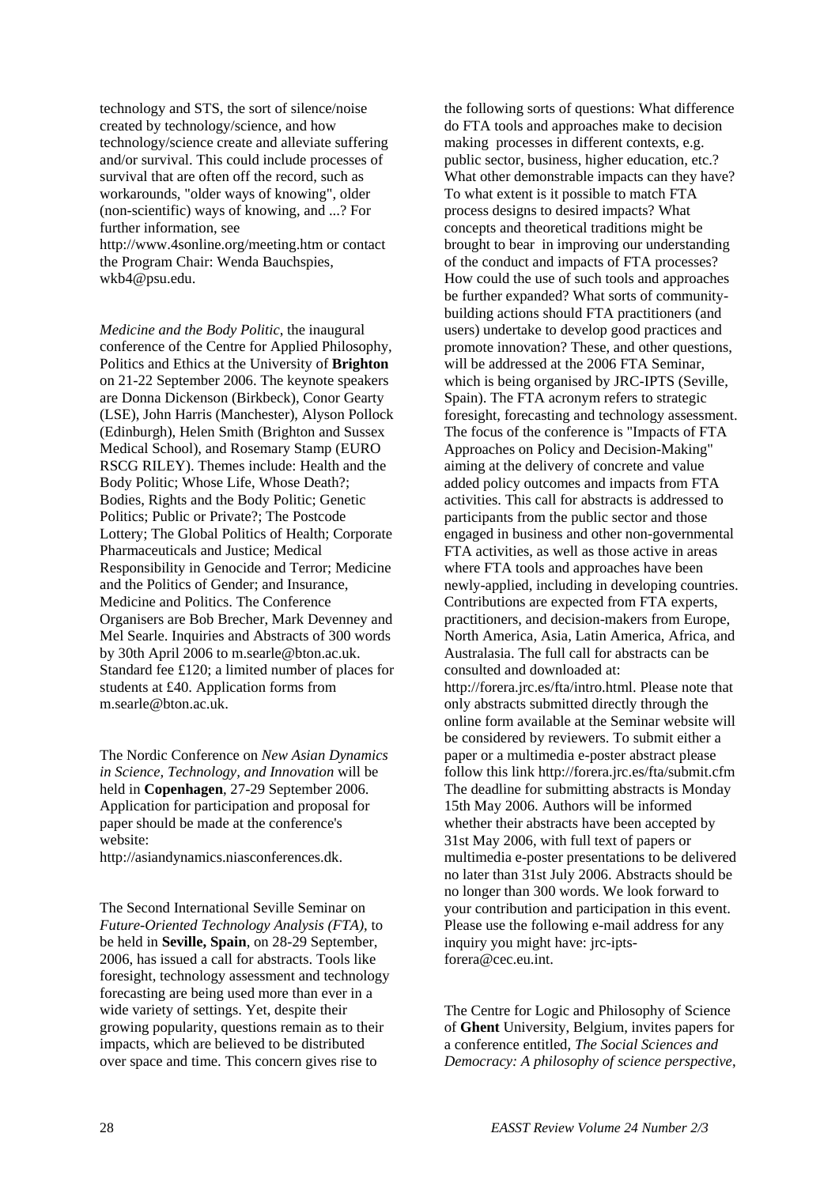technology and STS, the sort of silence/noise created by technology/science, and how technology/science create and alleviate suffering and/or survival. This could include processes of survival that are often off the record, such as workarounds, "older ways of knowing", older (non-scientific) ways of knowing, and ...? For further information, see http://www.4sonline.org/meeting.htm or contact the Program Chair: Wenda Bauchspies, wkb4@psu.edu.

*Medicine and the Body Politic*, the inaugural conference of the Centre for Applied Philosophy, Politics and Ethics at the University of **Brighton** on 21-22 September 2006. The keynote speakers are Donna Dickenson (Birkbeck), Conor Gearty (LSE), John Harris (Manchester), Alyson Pollock (Edinburgh), Helen Smith (Brighton and Sussex Medical School), and Rosemary Stamp (EURO RSCG RILEY). Themes include: Health and the Body Politic; Whose Life, Whose Death?; Bodies, Rights and the Body Politic; Genetic Politics; Public or Private?; The Postcode Lottery; The Global Politics of Health; Corporate Pharmaceuticals and Justice; Medical Responsibility in Genocide and Terror; Medicine and the Politics of Gender; and Insurance, Medicine and Politics. The Conference Organisers are Bob Brecher, Mark Devenney and Mel Searle. Inquiries and Abstracts of 300 words by 30th April 2006 to m.searle@bton.ac.uk. Standard fee £120; a limited number of places for students at £40. Application forms from m.searle@bton.ac.uk.

The Nordic Conference on *New Asian Dynamics in Science, Technology, and Innovation* will be held in **Copenhagen**, 27-29 September 2006. Application for participation and proposal for paper should be made at the conference's website: http://asiandynamics.niasconferences.dk.

The Second International Seville Seminar on *Future-Oriented Technology Analysis (FTA)*, to be held in **Seville, Spain**, on 28-29 September, 2006, has issued a call for abstracts. Tools like foresight, technology assessment and technology forecasting are being used more than ever in a wide variety of settings. Yet, despite their growing popularity, questions remain as to their impacts, which are believed to be distributed over space and time. This concern gives rise to the following sorts of questions: What difference do FTA tools and approaches make to decision making processes in different contexts, e.g. public sector, business, higher education, etc.? What other demonstrable impacts can they have? To what extent is it possible to match FTA process designs to desired impacts? What concepts and theoretical traditions might be brought to bear in improving our understanding of the conduct and impacts of FTA processes? How could the use of such tools and approaches be further expanded? What sorts of community-building actions should FTA practitioners (and users) undertake to develop good practices and promote innovation? These, and other questions, will be addressed at the 2006 FTA Seminar, which is being organised by JRC-IPTS (Seville, Spain). The FTA acronym refers to strategic foresight, forecasting and technology assessment. The focus of the conference is "Impacts of FTA Approaches on Policy and Decision-Making" aiming at the delivery of concrete and value added policy outcomes and impacts from FTA activities. This call for abstracts is addressed to participants from the public sector and those engaged in business and other non-governmental FTA activities, as well as those active in areas where FTA tools and approaches have been newly-applied, including in developing countries. Contributions are expected from FTA experts, practitioners, and decision-makers from Europe, North America, Asia, Latin America, Africa, and Australasia. The full call for abstracts can be consulted and downloaded at: http://forera.jrc.es/fta/intro.html. Please note that only abstracts submitted directly through the online form available at the Seminar website will be considered by reviewers. To submit either a paper or a multimedia e-poster abstract please follow this link http://forera.jrc.es/fta/submit.cfm The deadline for submitting abstracts is Monday 15th May 2006. Authors will be informed whether their abstracts have been accepted by 31st May 2006, with full text of papers or multimedia e-poster presentations to be delivered no later than 31st July 2006. Abstracts should be no longer than 300 words. We look forward to your contribution and participation in this event. Please use the following e-mail address for any inquiry you might have: jrc-ipts-forera@cec.eu.int.

The Centre for Logic and Philosophy of Science of **Ghent** University, Belgium, invites papers for a conference entitled, *The Social Sciences and Democracy: A philosophy of science perspective*,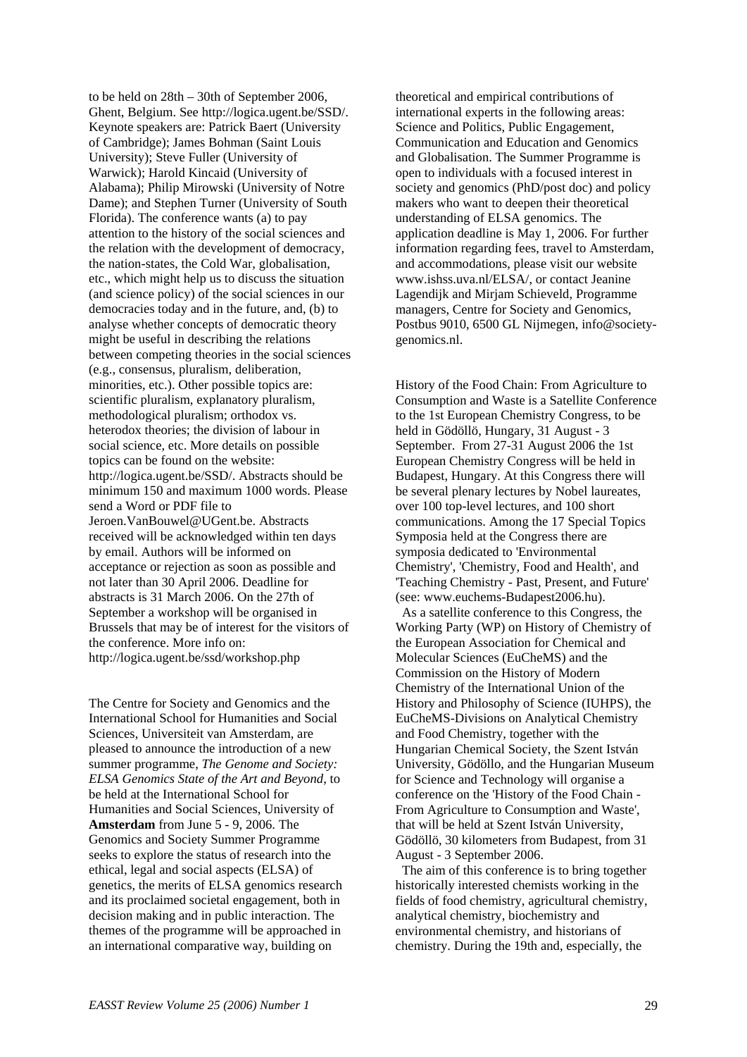to be held on 28th – 30th of September 2006, Ghent, Belgium. See http://logica.ugent.be/SSD/. Keynote speakers are: Patrick Baert (University of Cambridge); James Bohman (Saint Louis University); Steve Fuller (University of Warwick); Harold Kincaid (University of Alabama); Philip Mirowski (University of Notre Dame); and Stephen Turner (University of South Florida). The conference wants (a) to pay attention to the history of the social sciences and the relation with the development of democracy, the nation-states, the Cold War, globalisation, etc., which might help us to discuss the situation (and science policy) of the social sciences in our democracies today and in the future, and, (b) to analyse whether concepts of democratic theory might be useful in describing the relations between competing theories in the social sciences (e.g., consensus, pluralism, deliberation, minorities, etc.). Other possible topics are: scientific pluralism, explanatory pluralism, methodological pluralism; orthodox vs. heterodox theories; the division of labour in social science, etc. More details on possible topics can be found on the website: http://logica.ugent.be/SSD/. Abstracts should be minimum 150 and maximum 1000 words. Please send a Word or PDF file to Jeroen.VanBouwel@UGent.be. Abstracts received will be acknowledged within ten days by email. Authors will be informed on acceptance or rejection as soon as possible and not later than 30 April 2006. Deadline for abstracts is 31 March 2006. On the 27th of September a workshop will be organised in Brussels that may be of interest for the visitors of the conference. More info on: http://logica.ugent.be/ssd/workshop.php

The Centre for Society and Genomics and the International School for Humanities and Social Sciences, Universiteit van Amsterdam, are pleased to announce the introduction of a new summer programme, *The Genome and Society: ELSA Genomics State of the Art and Beyond*, to be held at the International School for Humanities and Social Sciences, University of **Amsterdam** from June 5 - 9, 2006. The Genomics and Society Summer Programme seeks to explore the status of research into the ethical, legal and social aspects (ELSA) of genetics, the merits of ELSA genomics research and its proclaimed societal engagement, both in decision making and in public interaction. The themes of the programme will be approached in an international comparative way, building on theoretical and empirical contributions of international experts in the following areas: Science and Politics, Public Engagement, Communication and Education and Genomics and Globalisation. The Summer Programme is open to individuals with a focused interest in society and genomics (PhD/post doc) and policy makers who want to deepen their theoretical understanding of ELSA genomics. The application deadline is May 1, 2006. For further information regarding fees, travel to Amsterdam, and accommodations, please visit our website www.ishss.uva.nl/ELSA/, or contact Jeanine Lagendijk and Mirjam Schieveld, Programme managers, Centre for Society and Genomics, Postbus 9010, 6500 GL Nijmegen, info@society-genomics.nl.

History of the Food Chain: From Agriculture to Consumption and Waste is a Satellite Conference to the 1st European Chemistry Congress, to be held in Gödöllö, Hungary, 31 August - 3 September. From 27-31 August 2006 the 1st European Chemistry Congress will be held in Budapest, Hungary. At this Congress there will be several plenary lectures by Nobel laureates, over 100 top-level lectures, and 100 short communications. Among the 17 Special Topics Symposia held at the Congress there are symposia dedicated to 'Environmental Chemistry', 'Chemistry, Food and Health', and 'Teaching Chemistry - Past, Present, and Future' (see: www.euchems-Budapest2006.hu).

As a satellite conference to this Congress, the Working Party (WP) on History of Chemistry of the European Association for Chemical and Molecular Sciences (EuCheMS) and the Commission on the History of Modern Chemistry of the International Union of the History and Philosophy of Science (IUHPS), the EuCheMS-Divisions on Analytical Chemistry and Food Chemistry, together with the Hungarian Chemical Society, the Szent István University, Gödöllo, and the Hungarian Museum for Science and Technology will organise a conference on the 'History of the Food Chain - From Agriculture to Consumption and Waste', that will be held at Szent István University, Gödöllö, 30 kilometers from Budapest, from 31 August - 3 September 2006.

The aim of this conference is to bring together historically interested chemists working in the fields of food chemistry, agricultural chemistry, analytical chemistry, biochemistry and environmental chemistry, and historians of chemistry. During the 19th and, especially, the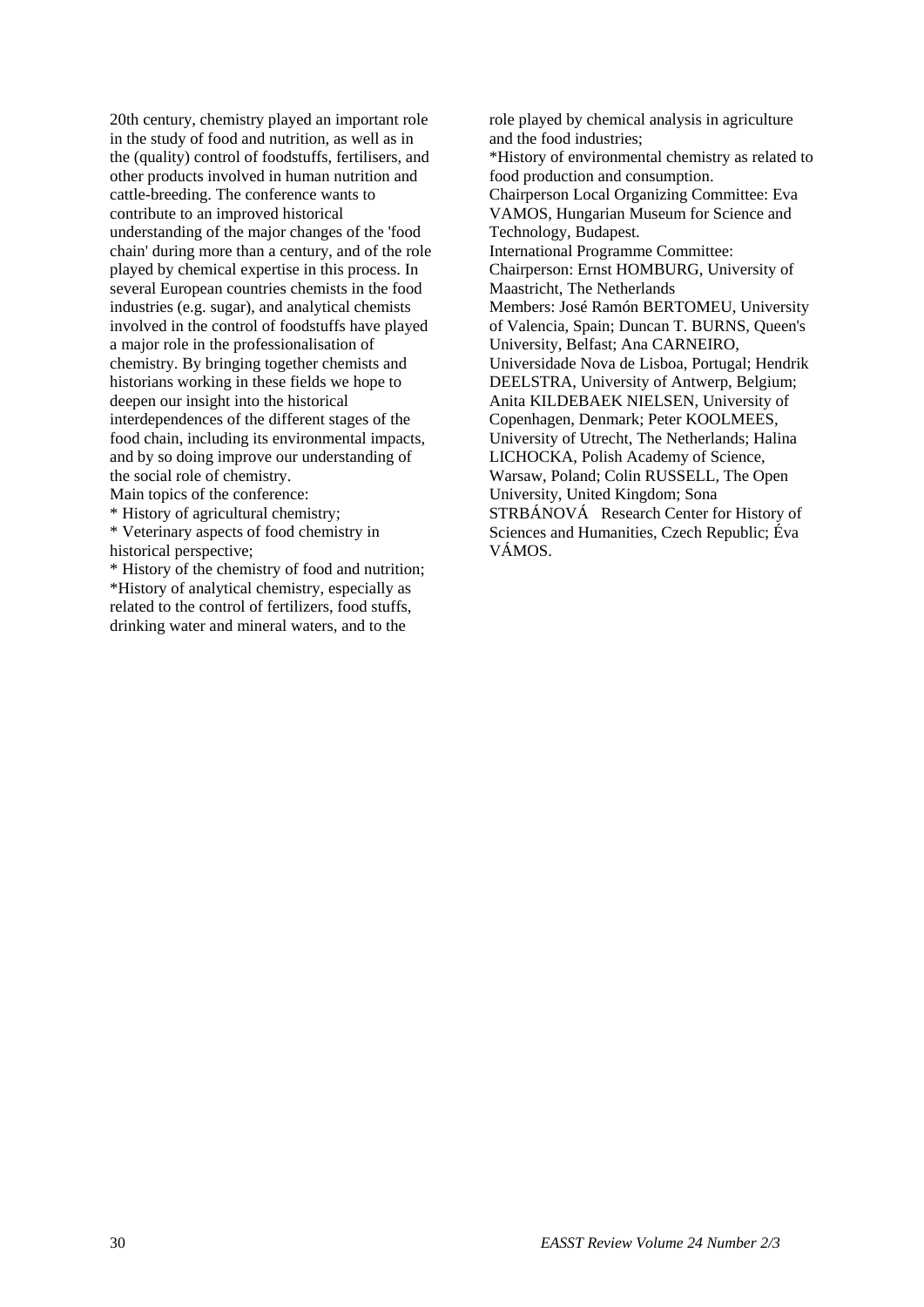20th century, chemistry played an important role in the study of food and nutrition, as well as in the (quality) control of foodstuffs, fertilisers, and other products involved in human nutrition and cattle-breeding. The conference wants to contribute to an improved historical understanding of the major changes of the 'food chain' during more than a century, and of the role played by chemical expertise in this process. In several European countries chemists in the food industries (e.g. sugar), and analytical chemists involved in the control of foodstuffs have played a major role in the professionalisation of chemistry. By bringing together chemists and historians working in these fields we hope to deepen our insight into the historical interdependences of the different stages of the food chain, including its environmental impacts, and by so doing improve our understanding of the social role of chemistry.

Main topics of the conference:

* History of agricultural chemistry;
* Veterinary aspects of food chemistry in historical perspective;
* History of the chemistry of food and nutrition;
*History of analytical chemistry, especially as related to the control of fertilizers, food stuffs, drinking water and mineral waters, and to the role played by chemical analysis in agriculture and the food industries;
*History of environmental chemistry as related to food production and consumption.

Chairperson Local Organizing Committee: Eva VAMOS, Hungarian Museum for Science and Technology, Budapest.

International Programme Committee:

Chairperson: Ernst HOMBURG, University of Maastricht, The Netherlands

Members: José Ramón BERTOMEU, University of Valencia, Spain; Duncan T. BURNS, Queen's University, Belfast; Ana CARNEIRO, Universidade Nova de Lisboa, Portugal; Hendrik DEELSTRA, University of Antwerp, Belgium; Anita KILDEBAEK NIELSEN, University of Copenhagen, Denmark; Peter KOOLMEES, University of Utrecht, The Netherlands; Halina LICHOCKA, Polish Academy of Science, Warsaw, Poland; Colin RUSSELL, The Open University, United Kingdom; Sona STRBÁNOVÁ Research Center for History of Sciences and Humanities, Czech Republic; Éva VÁMOS.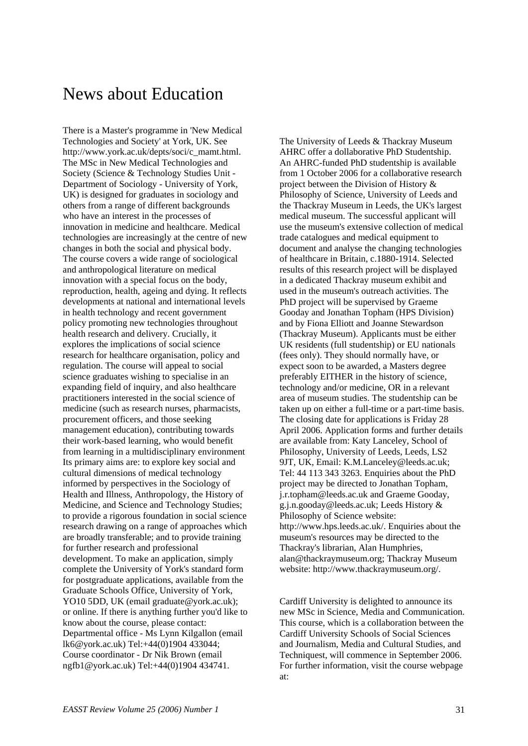# News about Education

There is a Master's programme in 'New Medical Technologies and Society' at York, UK. See http://www.york.ac.uk/depts/soci/c_mamt.html. The MSc in New Medical Technologies and Society (Science & Technology Studies Unit - Department of Sociology - University of York, UK) is designed for graduates in sociology and others from a range of different backgrounds who have an interest in the processes of innovation in medicine and healthcare. Medical technologies are increasingly at the centre of new changes in both the social and physical body. The course covers a wide range of sociological and anthropological literature on medical innovation with a special focus on the body, reproduction, health, ageing and dying. It reflects developments at national and international levels in health technology and recent government policy promoting new technologies throughout health research and delivery. Crucially, it explores the implications of social science research for healthcare organisation, policy and regulation. The course will appeal to social science graduates wishing to specialise in an expanding field of inquiry, and also healthcare practitioners interested in the social science of medicine (such as research nurses, pharmacists, procurement officers, and those seeking management education), contributing towards their work-based learning, who would benefit from learning in a multidisciplinary environment Its primary aims are: to explore key social and cultural dimensions of medical technology informed by perspectives in the Sociology of Health and Illness, Anthropology, the History of Medicine, and Science and Technology Studies; to provide a rigorous foundation in social science research drawing on a range of approaches which are broadly transferable; and to provide training for further research and professional development. To make an application, simply complete the University of York's standard form for postgraduate applications, available from the Graduate Schools Office, University of York, YO10 5DD, UK (email graduate@york.ac.uk); or online. If there is anything further you'd like to know about the course, please contact: Departmental office - Ms Lynn Kilgallon (email lk6@york.ac.uk) Tel:+44(0)1904 433044; Course coordinator - Dr Nik Brown (email ngfb1@york.ac.uk) Tel:+44(0)1904 434741.

The University of Leeds & Thackray Museum AHRC offer a dollaborative PhD Studentship. An AHRC-funded PhD studentship is available from 1 October 2006 for a collaborative research project between the Division of History & Philosophy of Science, University of Leeds and the Thackray Museum in Leeds, the UK's largest medical museum. The successful applicant will use the museum's extensive collection of medical trade catalogues and medical equipment to document and analyse the changing technologies of healthcare in Britain, c.1880-1914. Selected results of this research project will be displayed in a dedicated Thackray museum exhibit and used in the museum's outreach activities. The PhD project will be supervised by Graeme Gooday and Jonathan Topham (HPS Division) and by Fiona Elliott and Joanne Stewardson (Thackray Museum). Applicants must be either UK residents (full studentship) or EU nationals (fees only). They should normally have, or expect soon to be awarded, a Masters degree preferably EITHER in the history of science, technology and/or medicine, OR in a relevant area of museum studies. The studentship can be taken up on either a full-time or a part-time basis. The closing date for applications is Friday 28 April 2006. Application forms and further details are available from: Katy Lanceley, School of Philosophy, University of Leeds, Leeds, LS2 9JT, UK, Email: K.M.Lanceley@leeds.ac.uk; Tel: 44 113 343 3263. Enquiries about the PhD project may be directed to Jonathan Topham, j.r.topham@leeds.ac.uk and Graeme Gooday, g.j.n.gooday@leeds.ac.uk; Leeds History & Philosophy of Science website: http://www.hps.leeds.ac.uk/. Enquiries about the museum's resources may be directed to the Thackray's librarian, Alan Humphries, alan@thackraymuseum.org; Thackray Museum website: http://www.thackraymuseum.org/.

Cardiff University is delighted to announce its new MSc in Science, Media and Communication. This course, which is a collaboration between the Cardiff University Schools of Social Sciences and Journalism, Media and Cultural Studies, and Techniquest, will commence in September 2006. For further information, visit the course webpage at: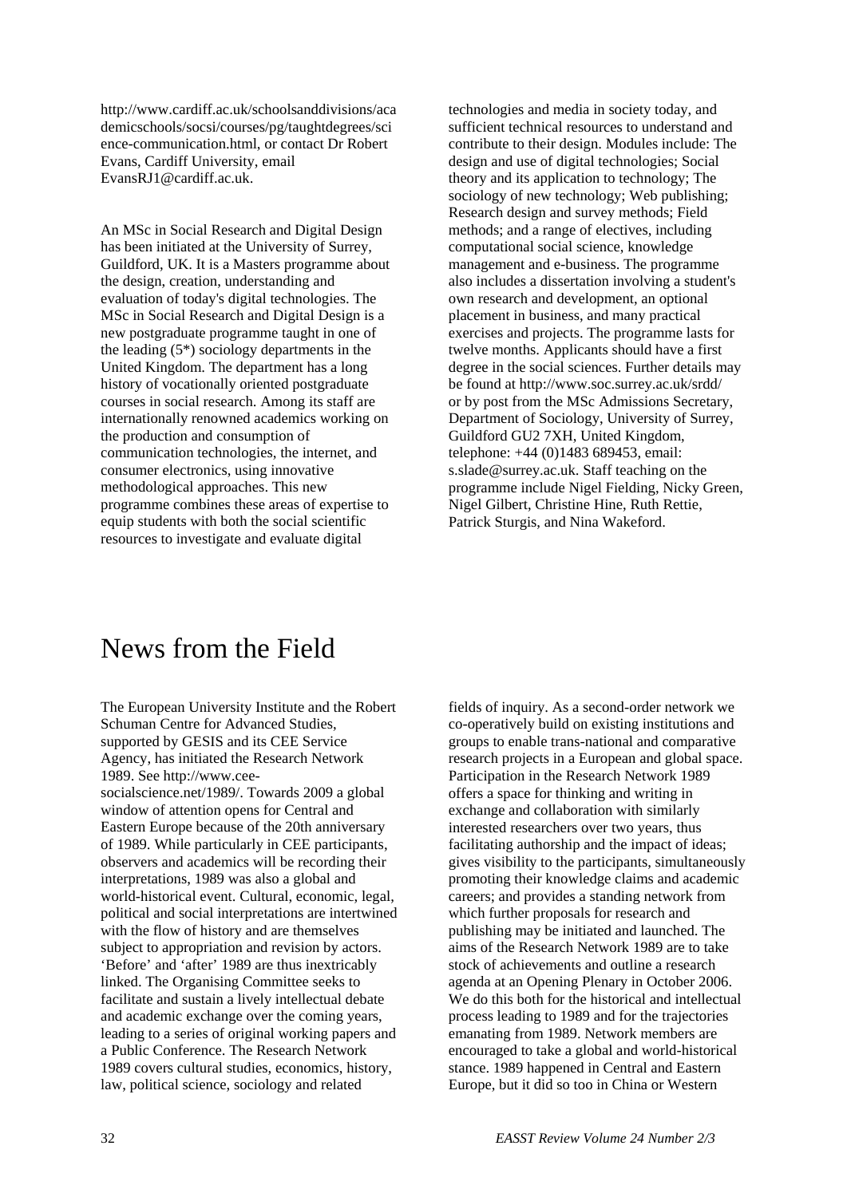http://www.cardiff.ac.uk/schoolsanddivisions/academicschools/socsi/courses/pg/taughtdegrees/science-communication.html, or contact Dr Robert Evans, Cardiff University, email EvansRJ1@cardiff.ac.uk.

An MSc in Social Research and Digital Design has been initiated at the University of Surrey, Guildford, UK. It is a Masters programme about the design, creation, understanding and evaluation of today's digital technologies. The MSc in Social Research and Digital Design is a new postgraduate programme taught in one of the leading (5*) sociology departments in the United Kingdom. The department has a long history of vocationally oriented postgraduate courses in social research. Among its staff are internationally renowned academics working on the production and consumption of communication technologies, the internet, and consumer electronics, using innovative methodological approaches. This new programme combines these areas of expertise to equip students with both the social scientific resources to investigate and evaluate digital technologies and media in society today, and sufficient technical resources to understand and contribute to their design. Modules include: The design and use of digital technologies; Social theory and its application to technology; The sociology of new technology; Web publishing; Research design and survey methods; Field methods; and a range of electives, including computational social science, knowledge management and e-business. The programme also includes a dissertation involving a student's own research and development, an optional placement in business, and many practical exercises and projects. The programme lasts for twelve months. Applicants should have a first degree in the social sciences. Further details may be found at http://www.soc.surrey.ac.uk/srdd/ or by post from the MSc Admissions Secretary, Department of Sociology, University of Surrey, Guildford GU2 7XH, United Kingdom, telephone: +44 (0)1483 689453, email: s.slade@surrey.ac.uk. Staff teaching on the programme include Nigel Fielding, Nicky Green, Nigel Gilbert, Christine Hine, Ruth Rettie, Patrick Sturgis, and Nina Wakeford.

# News from the Field

The European University Institute and the Robert Schuman Centre for Advanced Studies, supported by GESIS and its CEE Service Agency, has initiated the Research Network 1989. See http://www.cee-socialscience.net/1989/. Towards 2009 a global window of attention opens for Central and Eastern Europe because of the 20th anniversary of 1989. While particularly in CEE participants, observers and academics will be recording their interpretations, 1989 was also a global and world-historical event. Cultural, economic, legal, political and social interpretations are intertwined with the flow of history and are themselves subject to appropriation and revision by actors. 'Before' and 'after' 1989 are thus inextricably linked. The Organising Committee seeks to facilitate and sustain a lively intellectual debate and academic exchange over the coming years, leading to a series of original working papers and a Public Conference. The Research Network 1989 covers cultural studies, economics, history, law, political science, sociology and related fields of inquiry. As a second-order network we co-operatively build on existing institutions and groups to enable trans-national and comparative research projects in a European and global space. Participation in the Research Network 1989 offers a space for thinking and writing in exchange and collaboration with similarly interested researchers over two years, thus facilitating authorship and the impact of ideas; gives visibility to the participants, simultaneously promoting their knowledge claims and academic careers; and provides a standing network from which further proposals for research and publishing may be initiated and launched. The aims of the Research Network 1989 are to take stock of achievements and outline a research agenda at an Opening Plenary in October 2006. We do this both for the historical and intellectual process leading to 1989 and for the trajectories emanating from 1989. Network members are encouraged to take a global and world-historical stance. 1989 happened in Central and Eastern Europe, but it did so too in China or Western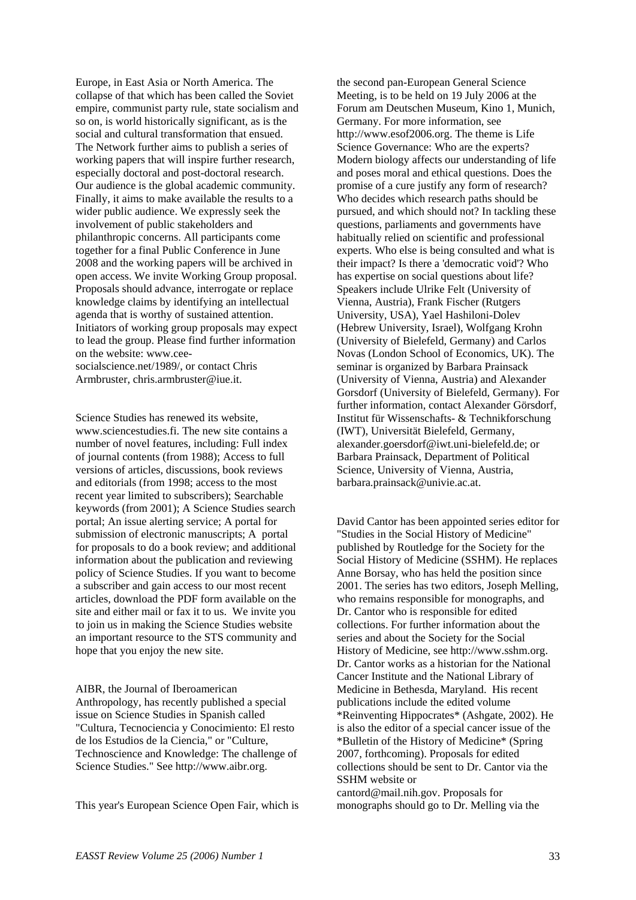Europe, in East Asia or North America. The collapse of that which has been called the Soviet empire, communist party rule, state socialism and so on, is world historically significant, as is the social and cultural transformation that ensued. The Network further aims to publish a series of working papers that will inspire further research, especially doctoral and post-doctoral research. Our audience is the global academic community. Finally, it aims to make available the results to a wider public audience. We expressly seek the involvement of public stakeholders and philanthropic concerns. All participants come together for a final Public Conference in June 2008 and the working papers will be archived in open access. We invite Working Group proposal. Proposals should advance, interrogate or replace knowledge claims by identifying an intellectual agenda that is worthy of sustained attention. Initiators of working group proposals may expect to lead the group. Please find further information on the website: www.cee-socialscience.net/1989/, or contact Chris Armbruster, chris.armbruster@iue.it.

Science Studies has renewed its website, www.sciencestudies.fi. The new site contains a number of novel features, including: Full index of journal contents (from 1988); Access to full versions of articles, discussions, book reviews and editorials (from 1998; access to the most recent year limited to subscribers); Searchable keywords (from 2001); A Science Studies search portal; An issue alerting service; A portal for submission of electronic manuscripts; A portal for proposals to do a book review; and additional information about the publication and reviewing policy of Science Studies. If you want to become a subscriber and gain access to our most recent articles, download the PDF form available on the site and either mail or fax it to us. We invite you to join us in making the Science Studies website an important resource to the STS community and hope that you enjoy the new site.

AIBR, the Journal of Iberoamerican Anthropology, has recently published a special issue on Science Studies in Spanish called "Cultura, Tecnociencia y Conocimiento: El resto de los Estudios de la Ciencia," or "Culture, Technoscience and Knowledge: The challenge of Science Studies." See http://www.aibr.org.

This year's European Science Open Fair, which is the second pan-European General Science Meeting, is to be held on 19 July 2006 at the Forum am Deutschen Museum, Kino 1, Munich, Germany. For more information, see http://www.esof2006.org. The theme is Life Science Governance: Who are the experts? Modern biology affects our understanding of life and poses moral and ethical questions. Does the promise of a cure justify any form of research? Who decides which research paths should be pursued, and which should not? In tackling these questions, parliaments and governments have habitually relied on scientific and professional experts. Who else is being consulted and what is their impact? Is there a 'democratic void'? Who has expertise on social questions about life? Speakers include Ulrike Felt (University of Vienna, Austria), Frank Fischer (Rutgers University, USA), Yael Hashiloni-Dolev (Hebrew University, Israel), Wolfgang Krohn (University of Bielefeld, Germany) and Carlos Novas (London School of Economics, UK). The seminar is organized by Barbara Prainsack (University of Vienna, Austria) and Alexander Gorsdorf (University of Bielefeld, Germany). For further information, contact Alexander Görsdorf, Institut für Wissenschafts- & Technikforschung (IWT), Universität Bielefeld, Germany, alexander.goersdorf@iwt.uni-bielefeld.de; or Barbara Prainsack, Department of Political Science, University of Vienna, Austria, barbara.prainsack@univie.ac.at.

David Cantor has been appointed series editor for "Studies in the Social History of Medicine" published by Routledge for the Society for the Social History of Medicine (SSHM). He replaces Anne Borsay, who has held the position since 2001. The series has two editors, Joseph Melling, who remains responsible for monographs, and Dr. Cantor who is responsible for edited collections. For further information about the series and about the Society for the Social History of Medicine, see http://www.sshm.org. Dr. Cantor works as a historian for the National Cancer Institute and the National Library of Medicine in Bethesda, Maryland. His recent publications include the edited volume *Reinventing Hippocrates* (Ashgate, 2002). He is also the editor of a special cancer issue of the *Bulletin of the History of Medicine* (Spring 2007, forthcoming). Proposals for edited collections should be sent to Dr. Cantor via the SSHM website or cantord@mail.nih.gov. Proposals for monographs should go to Dr. Melling via the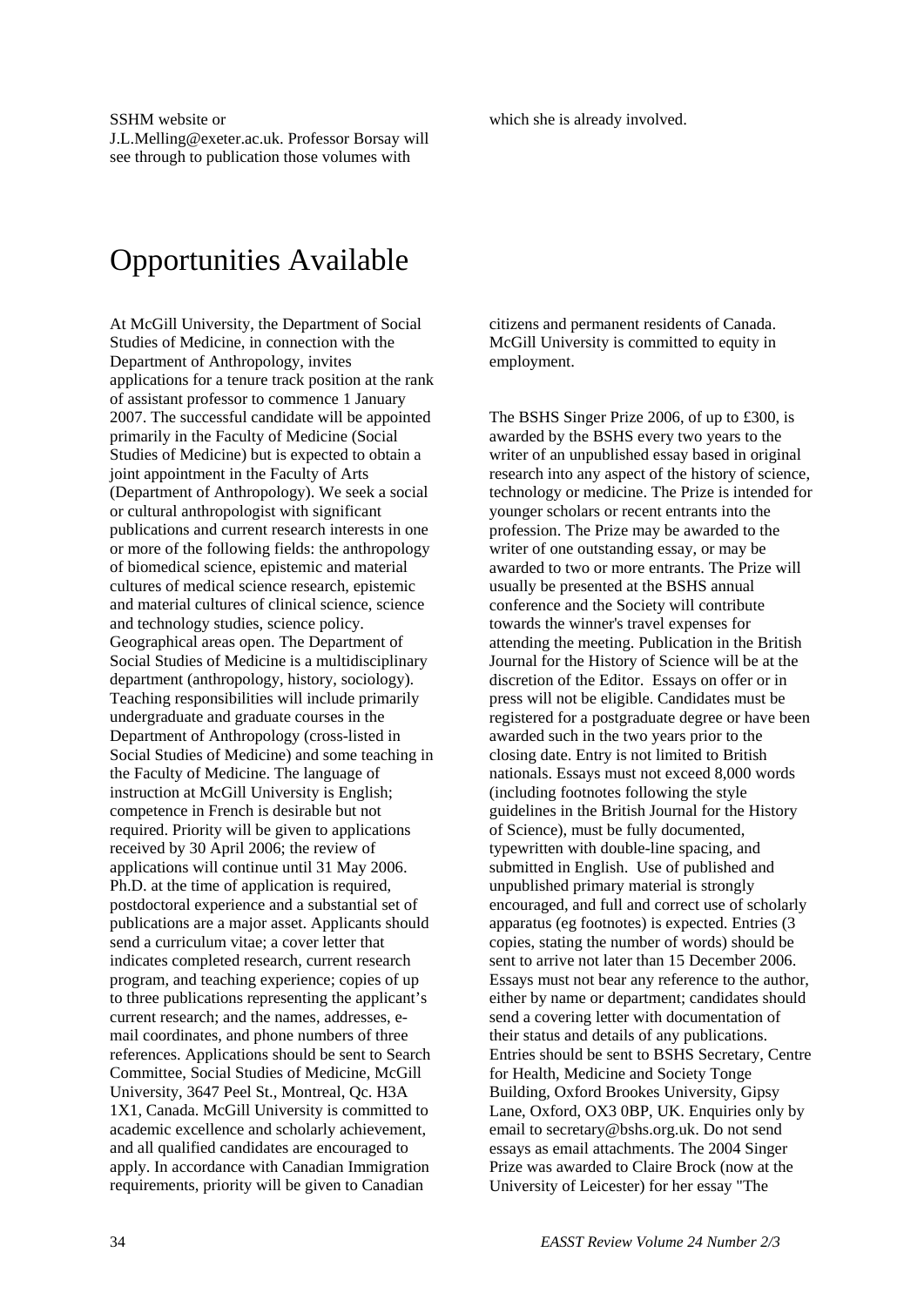SSHM website or J.L.Melling@exeter.ac.uk. Professor Borsay will see through to publication those volumes with which she is already involved.

# Opportunities Available

At McGill University, the Department of Social Studies of Medicine, in connection with the Department of Anthropology, invites applications for a tenure track position at the rank of assistant professor to commence 1 January 2007. The successful candidate will be appointed primarily in the Faculty of Medicine (Social Studies of Medicine) but is expected to obtain a joint appointment in the Faculty of Arts (Department of Anthropology). We seek a social or cultural anthropologist with significant publications and current research interests in one or more of the following fields: the anthropology of biomedical science, epistemic and material cultures of medical science research, epistemic and material cultures of clinical science, science and technology studies, science policy. Geographical areas open. The Department of Social Studies of Medicine is a multidisciplinary department (anthropology, history, sociology). Teaching responsibilities will include primarily undergraduate and graduate courses in the Department of Anthropology (cross-listed in Social Studies of Medicine) and some teaching in the Faculty of Medicine. The language of instruction at McGill University is English; competence in French is desirable but not required. Priority will be given to applications received by 30 April 2006; the review of applications will continue until 31 May 2006. Ph.D. at the time of application is required, postdoctoral experience and a substantial set of publications are a major asset. Applicants should send a curriculum vitae; a cover letter that indicates completed research, current research program, and teaching experience; copies of up to three publications representing the applicant's current research; and the names, addresses, e-mail coordinates, and phone numbers of three references. Applications should be sent to Search Committee, Social Studies of Medicine, McGill University, 3647 Peel St., Montreal, Qc. H3A 1X1, Canada. McGill University is committed to academic excellence and scholarly achievement, and all qualified candidates are encouraged to apply. In accordance with Canadian Immigration requirements, priority will be given to Canadian citizens and permanent residents of Canada. McGill University is committed to equity in employment.

The BSHS Singer Prize 2006, of up to £300, is awarded by the BSHS every two years to the writer of an unpublished essay based in original research into any aspect of the history of science, technology or medicine. The Prize is intended for younger scholars or recent entrants into the profession. The Prize may be awarded to the writer of one outstanding essay, or may be awarded to two or more entrants. The Prize will usually be presented at the BSHS annual conference and the Society will contribute towards the winner's travel expenses for attending the meeting. Publication in the British Journal for the History of Science will be at the discretion of the Editor. Essays on offer or in press will not be eligible. Candidates must be registered for a postgraduate degree or have been awarded such in the two years prior to the closing date. Entry is not limited to British nationals. Essays must not exceed 8,000 words (including footnotes following the style guidelines in the British Journal for the History of Science), must be fully documented, typewritten with double-line spacing, and submitted in English. Use of published and unpublished primary material is strongly encouraged, and full and correct use of scholarly apparatus (eg footnotes) is expected. Entries (3 copies, stating the number of words) should be sent to arrive not later than 15 December 2006. Essays must not bear any reference to the author, either by name or department; candidates should send a covering letter with documentation of their status and details of any publications. Entries should be sent to BSHS Secretary, Centre for Health, Medicine and Society Tonge Building, Oxford Brookes University, Gipsy Lane, Oxford, OX3 0BP, UK. Enquiries only by email to secretary@bshs.org.uk. Do not send essays as email attachments. The 2004 Singer Prize was awarded to Claire Brock (now at the University of Leicester) for her essay "The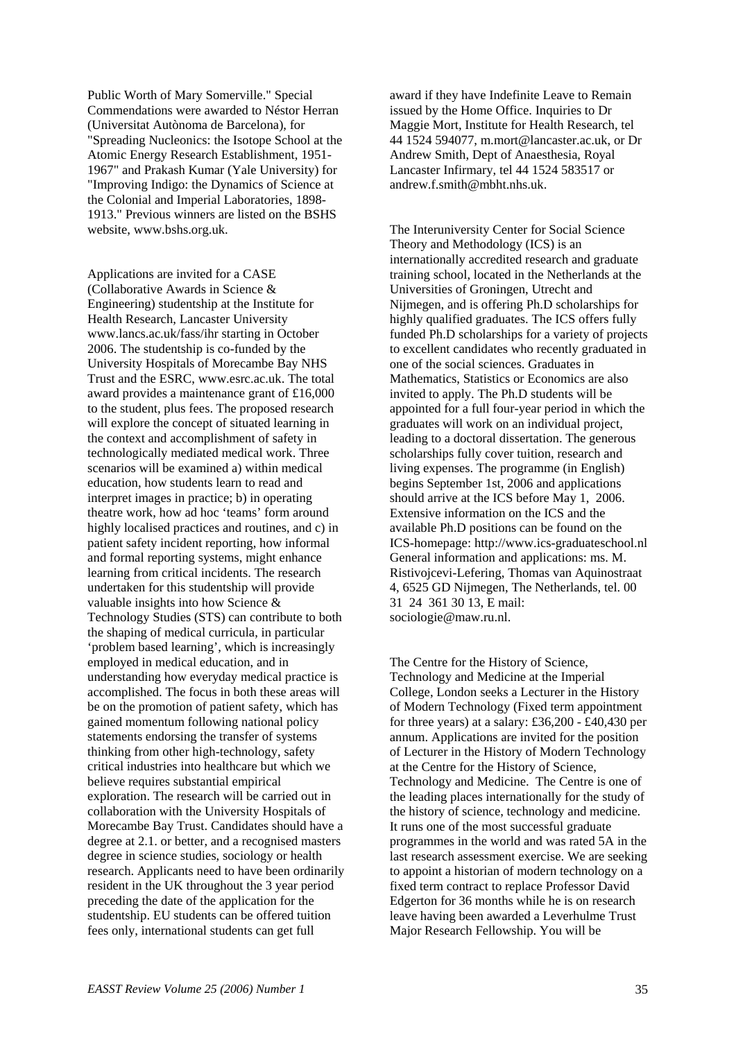Public Worth of Mary Somerville." Special Commendations were awarded to Néstor Herran (Universitat Autònoma de Barcelona), for "Spreading Nucleonics: the Isotope School at the Atomic Energy Research Establishment, 1951-1967" and Prakash Kumar (Yale University) for "Improving Indigo: the Dynamics of Science at the Colonial and Imperial Laboratories, 1898-1913." Previous winners are listed on the BSHS website, www.bshs.org.uk.

Applications are invited for a CASE (Collaborative Awards in Science & Engineering) studentship at the Institute for Health Research, Lancaster University www.lancs.ac.uk/fass/ihr starting in October 2006. The studentship is co-funded by the University Hospitals of Morecambe Bay NHS Trust and the ESRC, www.esrc.ac.uk. The total award provides a maintenance grant of £16,000 to the student, plus fees. The proposed research will explore the concept of situated learning in the context and accomplishment of safety in technologically mediated medical work. Three scenarios will be examined a) within medical education, how students learn to read and interpret images in practice; b) in operating theatre work, how ad hoc 'teams' form around highly localised practices and routines, and c) in patient safety incident reporting, how informal and formal reporting systems, might enhance learning from critical incidents. The research undertaken for this studentship will provide valuable insights into how Science & Technology Studies (STS) can contribute to both the shaping of medical curricula, in particular 'problem based learning', which is increasingly employed in medical education, and in understanding how everyday medical practice is accomplished. The focus in both these areas will be on the promotion of patient safety, which has gained momentum following national policy statements endorsing the transfer of systems thinking from other high-technology, safety critical industries into healthcare but which we believe requires substantial empirical exploration. The research will be carried out in collaboration with the University Hospitals of Morecambe Bay Trust. Candidates should have a degree at 2.1. or better, and a recognised masters degree in science studies, sociology or health research. Applicants need to have been ordinarily resident in the UK throughout the 3 year period preceding the date of the application for the studentship. EU students can be offered tuition fees only, international students can get full award if they have Indefinite Leave to Remain issued by the Home Office. Inquiries to Dr Maggie Mort, Institute for Health Research, tel 44 1524 594077, m.mort@lancaster.ac.uk, or Dr Andrew Smith, Dept of Anaesthesia, Royal Lancaster Infirmary, tel 44 1524 583517 or andrew.f.smith@mbht.nhs.uk.

The Interuniversity Center for Social Science Theory and Methodology (ICS) is an internationally accredited research and graduate training school, located in the Netherlands at the Universities of Groningen, Utrecht and Nijmegen, and is offering Ph.D scholarships for highly qualified graduates. The ICS offers fully funded Ph.D scholarships for a variety of projects to excellent candidates who recently graduated in one of the social sciences. Graduates in Mathematics, Statistics or Economics are also invited to apply. The Ph.D students will be appointed for a full four-year period in which the graduates will work on an individual project, leading to a doctoral dissertation. The generous scholarships fully cover tuition, research and living expenses. The programme (in English) begins September 1st, 2006 and applications should arrive at the ICS before May 1, 2006. Extensive information on the ICS and the available Ph.D positions can be found on the ICS-homepage: http://www.ics-graduateschool.nl General information and applications: ms. M. Ristivojcevi-Lefering, Thomas van Aquinostraat 4, 6525 GD Nijmegen, The Netherlands, tel. 00 31 24 361 30 13, E mail: sociologie@maw.ru.nl.

The Centre for the History of Science, Technology and Medicine at the Imperial College, London seeks a Lecturer in the History of Modern Technology (Fixed term appointment for three years) at a salary: £36,200 - £40,430 per annum. Applications are invited for the position of Lecturer in the History of Modern Technology at the Centre for the History of Science, Technology and Medicine. The Centre is one of the leading places internationally for the study of the history of science, technology and medicine. It runs one of the most successful graduate programmes in the world and was rated 5A in the last research assessment exercise. We are seeking to appoint a historian of modern technology on a fixed term contract to replace Professor David Edgerton for 36 months while he is on research leave having been awarded a Leverhulme Trust Major Research Fellowship. You will be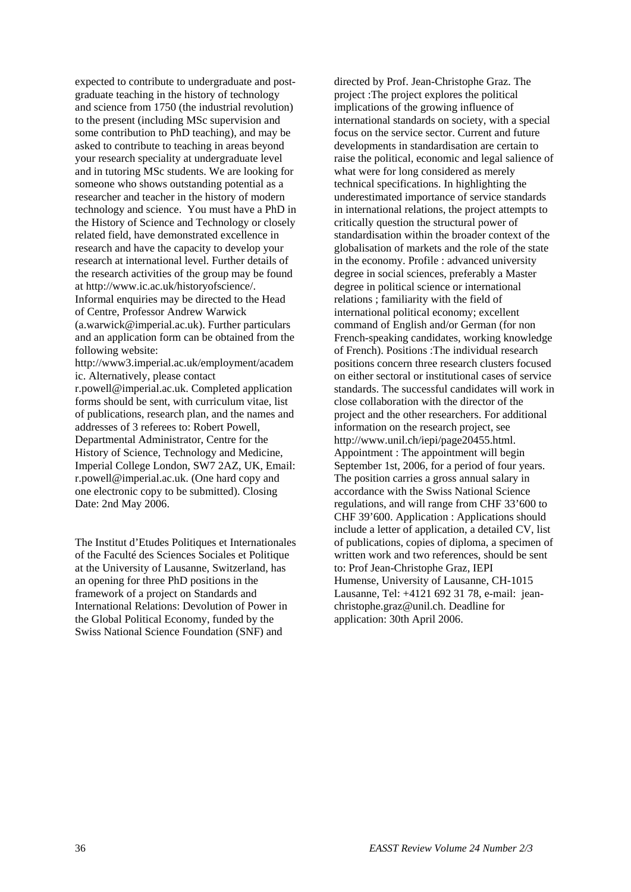expected to contribute to undergraduate and post-graduate teaching in the history of technology and science from 1750 (the industrial revolution) to the present (including MSc supervision and some contribution to PhD teaching), and may be asked to contribute to teaching in areas beyond your research speciality at undergraduate level and in tutoring MSc students. We are looking for someone who shows outstanding potential as a researcher and teacher in the history of modern technology and science. You must have a PhD in the History of Science and Technology or closely related field, have demonstrated excellence in research and have the capacity to develop your research at international level. Further details of the research activities of the group may be found at http://www.ic.ac.uk/historyofscience/. Informal enquiries may be directed to the Head of Centre, Professor Andrew Warwick (a.warwick@imperial.ac.uk). Further particulars and an application form can be obtained from the following website: http://www3.imperial.ac.uk/employment/academic. Alternatively, please contact r.powell@imperial.ac.uk. Completed application forms should be sent, with curriculum vitae, list of publications, research plan, and the names and addresses of 3 referees to: Robert Powell, Departmental Administrator, Centre for the History of Science, Technology and Medicine, Imperial College London, SW7 2AZ, UK, Email: r.powell@imperial.ac.uk. (One hard copy and one electronic copy to be submitted). Closing Date: 2nd May 2006.

The Institut d'Etudes Politiques et Internationales of the Faculté des Sciences Sociales et Politique at the University of Lausanne, Switzerland, has an opening for three PhD positions in the framework of a project on Standards and International Relations: Devolution of Power in the Global Political Economy, funded by the Swiss National Science Foundation (SNF) and directed by Prof. Jean-Christophe Graz. The project :The project explores the political implications of the growing influence of international standards on society, with a special focus on the service sector. Current and future developments in standardisation are certain to raise the political, economic and legal salience of what were for long considered as merely technical specifications. In highlighting the underestimated importance of service standards in international relations, the project attempts to critically question the structural power of standardisation within the broader context of the globalisation of markets and the role of the state in the economy. Profile : advanced university degree in social sciences, preferably a Master degree in political science or international relations ; familiarity with the field of international political economy; excellent command of English and/or German (for non French-speaking candidates, working knowledge of French). Positions :The individual research positions concern three research clusters focused on either sectoral or institutional cases of service standards. The successful candidates will work in close collaboration with the director of the project and the other researchers. For additional information on the research project, see http://www.unil.ch/iepi/page20455.html. Appointment : The appointment will begin September 1st, 2006, for a period of four years. The position carries a gross annual salary in accordance with the Swiss National Science regulations, and will range from CHF 33'600 to CHF 39'600. Application : Applications should include a letter of application, a detailed CV, list of publications, copies of diploma, a specimen of written work and two references, should be sent to: Prof Jean-Christophe Graz, IEPI Humense, University of Lausanne, CH-1015 Lausanne, Tel: +4121 692 31 78, e-mail: jean-christophe.graz@unil.ch. Deadline for application: 30th April 2006.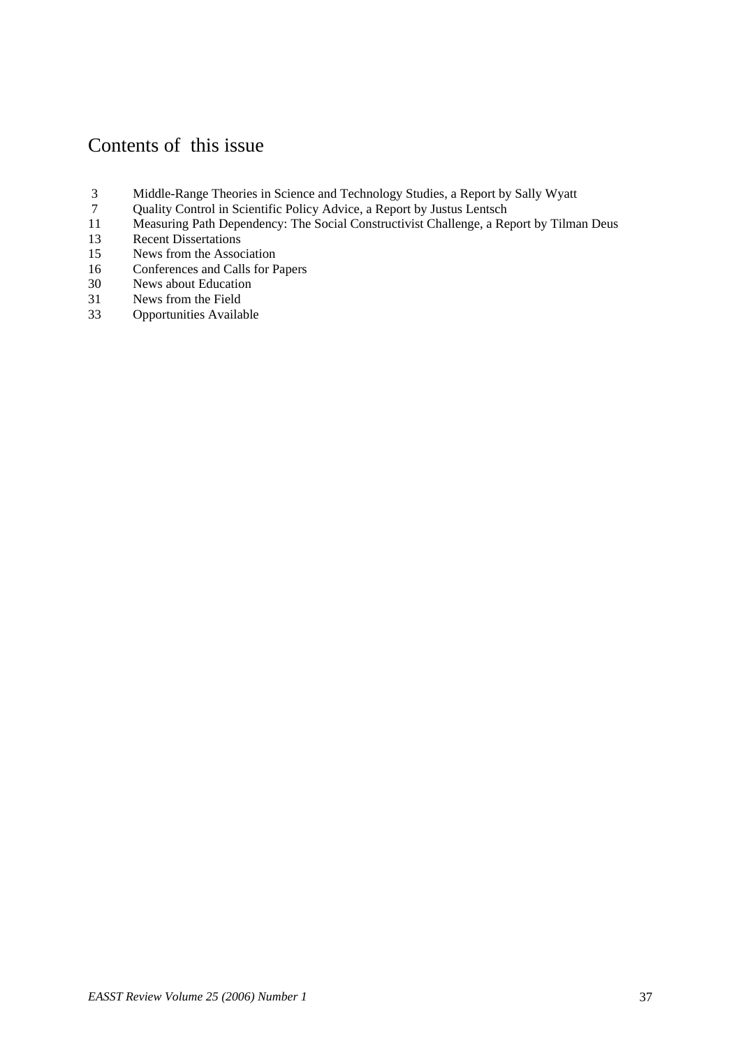# Contents of this issue

| | |
|---|---|
| 3 | Middle-Range Theories in Science and Technology Studies, a Report by Sally Wyatt |
| 7 | Quality Control in Scientific Policy Advice, a Report by Justus Lentsch |
| 11 | Measuring Path Dependency: The Social Constructivist Challenge, a Report by Tilman Deus |
| 13 | Recent Dissertations |
| 15 | News from the Association |
| 16 | Conferences and Calls for Papers |
| 30 | News about Education |
| 31 | News from the Field |
| 33 | Opportunities Available |